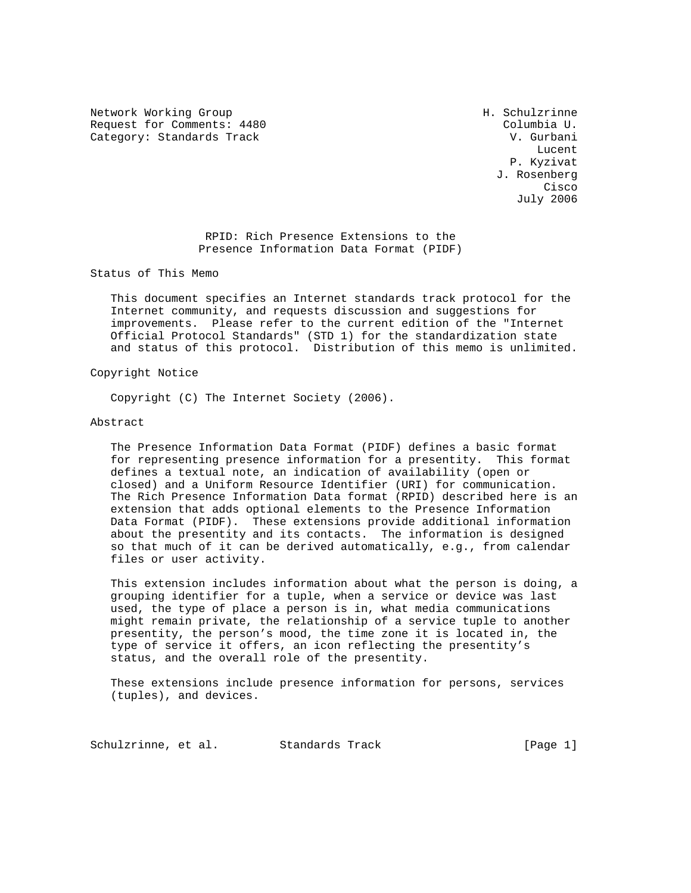Network Working Group H. Schulzrinne
Request for Comments: 4480 Columbia U.
Category: Standards Track V. Gurbani
Lucent
P. Kyzivat
J. Rosenberg
Cisco
July 2006

# RPID: Rich Presence Extensions to the Presence Information Data Format (PIDF)

## Status of This Memo

This document specifies an Internet standards track protocol for the Internet community, and requests discussion and suggestions for improvements. Please refer to the current edition of the "Internet Official Protocol Standards" (STD 1) for the standardization state and status of this protocol. Distribution of this memo is unlimited.

## Copyright Notice

Copyright (C) The Internet Society (2006).

## Abstract

The Presence Information Data Format (PIDF) defines a basic format for representing presence information for a presentity. This format defines a textual note, an indication of availability (open or closed) and a Uniform Resource Identifier (URI) for communication. The Rich Presence Information Data format (RPID) described here is an extension that adds optional elements to the Presence Information Data Format (PIDF). These extensions provide additional information about the presentity and its contacts. The information is designed so that much of it can be derived automatically, e.g., from calendar files or user activity.

This extension includes information about what the person is doing, a grouping identifier for a tuple, when a service or device was last used, the type of place a person is in, what media communications might remain private, the relationship of a service tuple to another presentity, the person's mood, the time zone it is located in, the type of service it offers, an icon reflecting the presentity's status, and the overall role of the presentity.

These extensions include presence information for persons, services (tuples), and devices.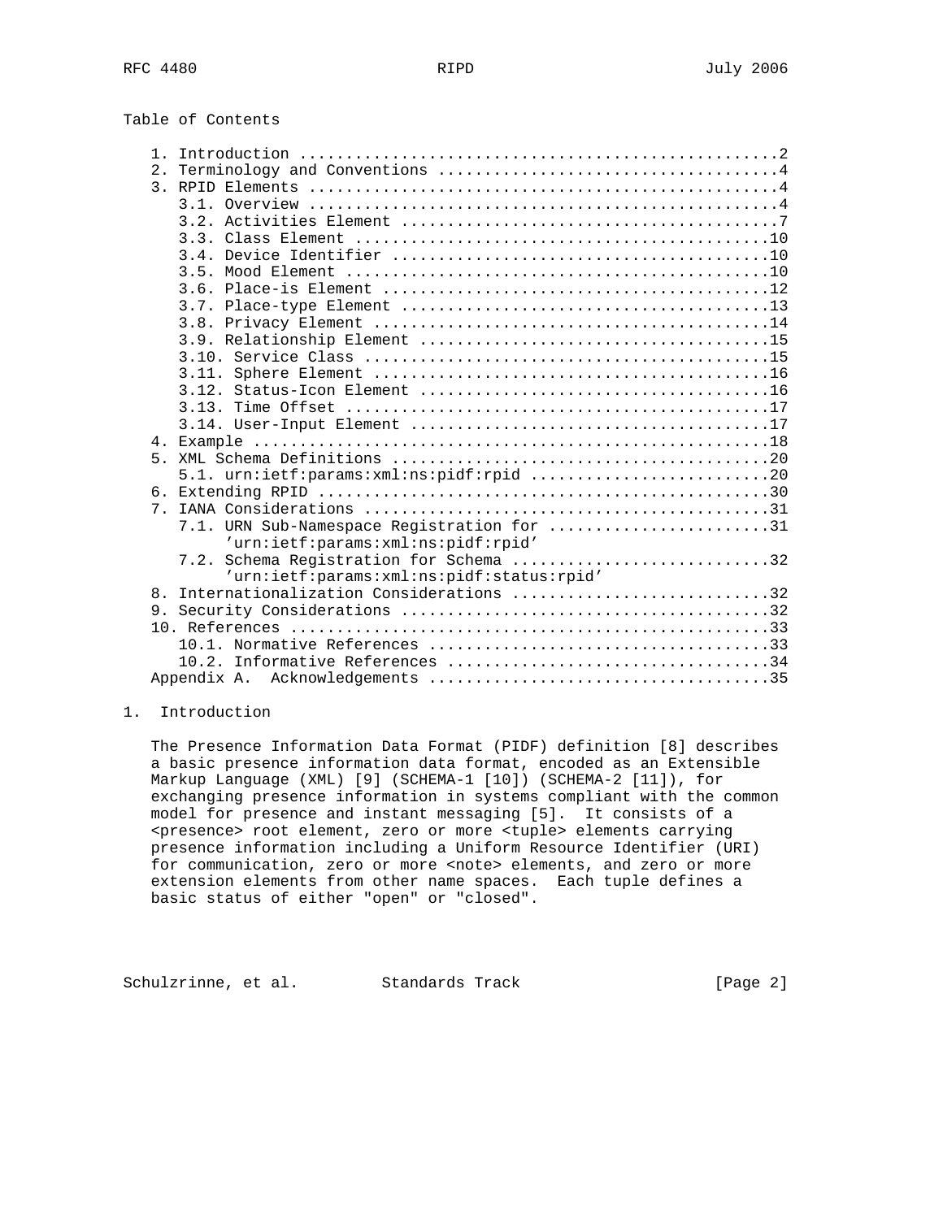Table of Contents

```
   1. Introduction ....................................................2
   2. Terminology and Conventions .....................................4
   3. RPID Elements ...................................................4
      3.1. Overview ...................................................4
      3.2. Activities Element .........................................7
      3.3. Class Element .............................................10
      3.4. Device Identifier .........................................10
      3.5. Mood Element ..............................................10
      3.6. Place-is Element ..........................................12
      3.7. Place-type Element ........................................13
      3.8. Privacy Element ...........................................14
      3.9. Relationship Element ......................................15
      3.10. Service Class ............................................15
      3.11. Sphere Element ...........................................16
      3.12. Status-Icon Element ......................................16
      3.13. Time Offset ..............................................17
      3.14. User-Input Element .......................................17
   4. Example ........................................................18
   5. XML Schema Definitions .........................................20
      5.1. urn:ietf:params:xml:ns:pidf:rpid ..........................20
   6. Extending RPID .................................................30
   7. IANA Considerations ............................................31
      7.1. URN Sub-Namespace Registration for ........................31
           'urn:ietf:params:xml:ns:pidf:rpid'
      7.2. Schema Registration for Schema ............................32
           'urn:ietf:params:xml:ns:pidf:status:rpid'
   8. Internationalization Considerations ............................32
   9. Security Considerations ........................................32
   10. References ....................................................33
      10.1. Normative References .....................................33
      10.2. Informative References ...................................34
   Appendix A.  Acknowledgements .....................................35
```

## 1. Introduction

The Presence Information Data Format (PIDF) definition [8] describes a basic presence information data format, encoded as an Extensible Markup Language (XML) [9] (SCHEMA-1 [10]) (SCHEMA-2 [11]), for exchanging presence information in systems compliant with the common model for presence and instant messaging [5]. It consists of a <presence> root element, zero or more <tuple> elements carrying presence information including a Uniform Resource Identifier (URI) for communication, zero or more <note> elements, and zero or more extension elements from other name spaces. Each tuple defines a basic status of either "open" or "closed".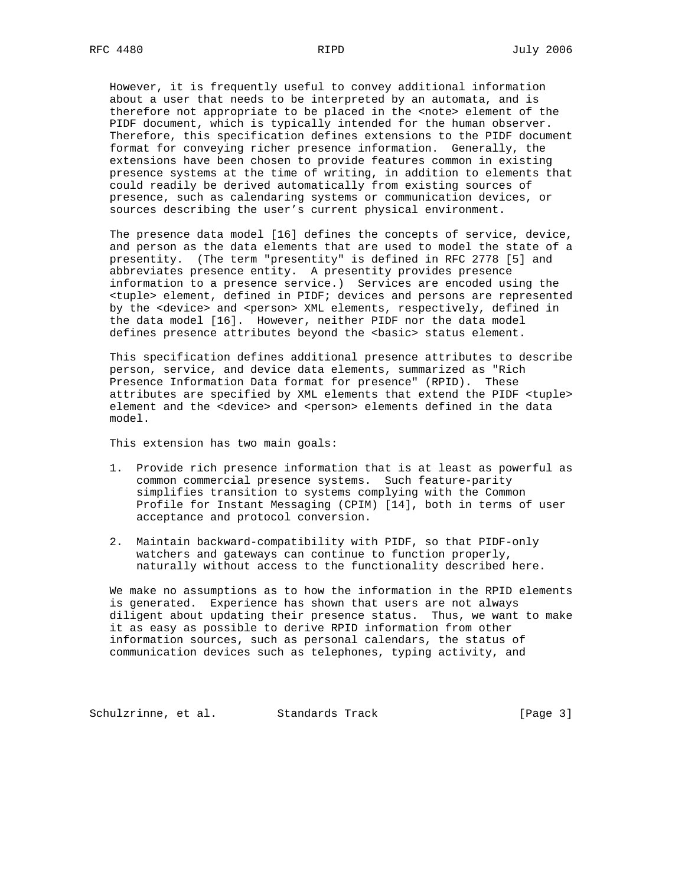However, it is frequently useful to convey additional information about a user that needs to be interpreted by an automata, and is therefore not appropriate to be placed in the <note> element of the PIDF document, which is typically intended for the human observer. Therefore, this specification defines extensions to the PIDF document format for conveying richer presence information. Generally, the extensions have been chosen to provide features common in existing presence systems at the time of writing, in addition to elements that could readily be derived automatically from existing sources of presence, such as calendaring systems or communication devices, or sources describing the user's current physical environment.

The presence data model [16] defines the concepts of service, device, and person as the data elements that are used to model the state of a presentity. (The term "presentity" is defined in RFC 2778 [5] and abbreviates presence entity. A presentity provides presence information to a presence service.) Services are encoded using the <tuple> element, defined in PIDF; devices and persons are represented by the <device> and <person> XML elements, respectively, defined in the data model [16]. However, neither PIDF nor the data model defines presence attributes beyond the <basic> status element.

This specification defines additional presence attributes to describe person, service, and device data elements, summarized as "Rich Presence Information Data format for presence" (RPID). These attributes are specified by XML elements that extend the PIDF <tuple> element and the <device> and <person> elements defined in the data model.

This extension has two main goals:

1. Provide rich presence information that is at least as powerful as common commercial presence systems. Such feature-parity simplifies transition to systems complying with the Common Profile for Instant Messaging (CPIM) [14], both in terms of user acceptance and protocol conversion.

2. Maintain backward-compatibility with PIDF, so that PIDF-only watchers and gateways can continue to function properly, naturally without access to the functionality described here.

We make no assumptions as to how the information in the RPID elements is generated. Experience has shown that users are not always diligent about updating their presence status. Thus, we want to make it as easy as possible to derive RPID information from other information sources, such as personal calendars, the status of communication devices such as telephones, typing activity, and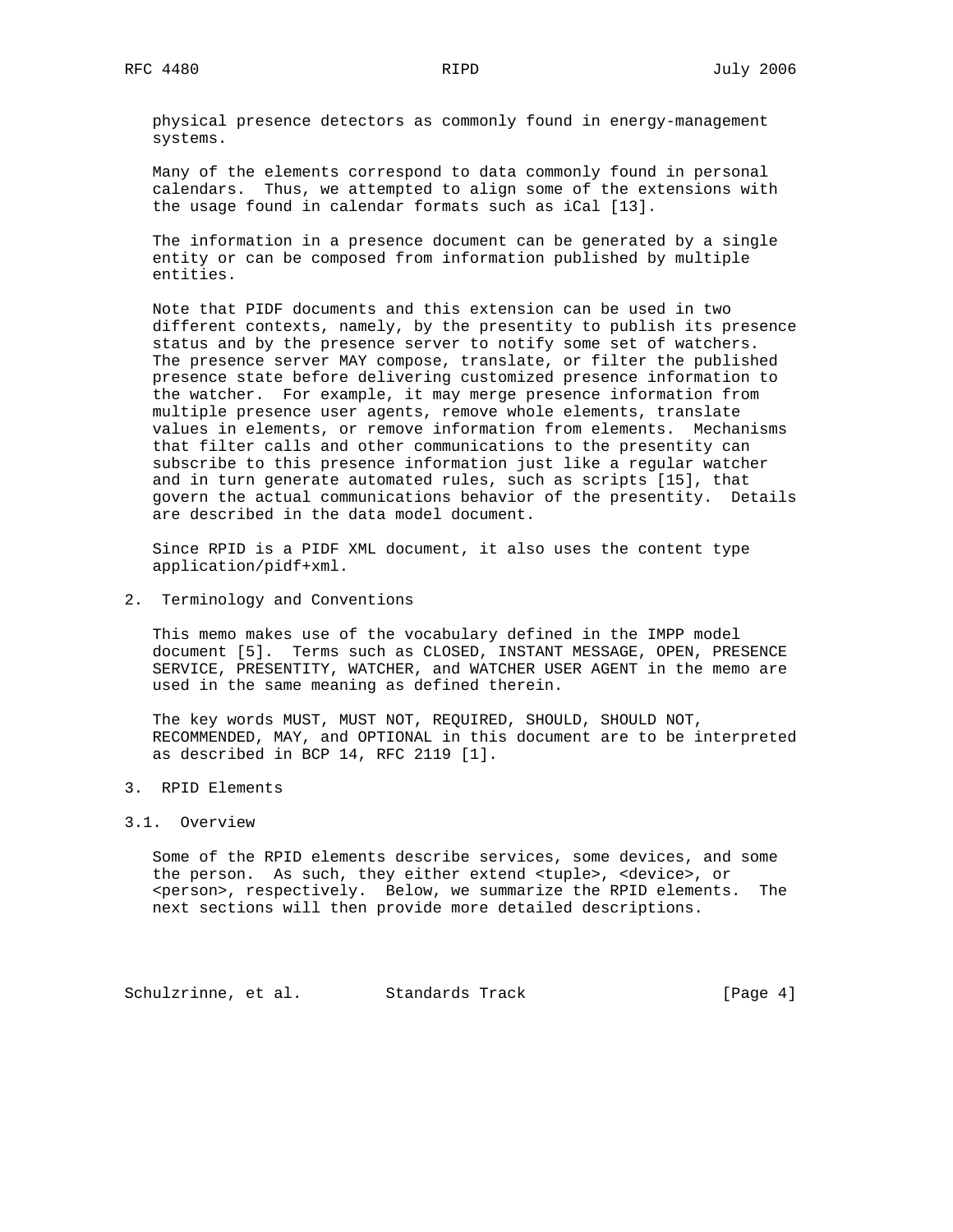physical presence detectors as commonly found in energy-management systems.

Many of the elements correspond to data commonly found in personal calendars. Thus, we attempted to align some of the extensions with the usage found in calendar formats such as iCal [13].

The information in a presence document can be generated by a single entity or can be composed from information published by multiple entities.

Note that PIDF documents and this extension can be used in two different contexts, namely, by the presentity to publish its presence status and by the presence server to notify some set of watchers. The presence server MAY compose, translate, or filter the published presence state before delivering customized presence information to the watcher. For example, it may merge presence information from multiple presence user agents, remove whole elements, translate values in elements, or remove information from elements. Mechanisms that filter calls and other communications to the presentity can subscribe to this presence information just like a regular watcher and in turn generate automated rules, such as scripts [15], that govern the actual communications behavior of the presentity. Details are described in the data model document.

Since RPID is a PIDF XML document, it also uses the content type application/pidf+xml.

## 2. Terminology and Conventions

This memo makes use of the vocabulary defined in the IMPP model document [5]. Terms such as CLOSED, INSTANT MESSAGE, OPEN, PRESENCE SERVICE, PRESENTITY, WATCHER, and WATCHER USER AGENT in the memo are used in the same meaning as defined therein.

The key words MUST, MUST NOT, REQUIRED, SHOULD, SHOULD NOT, RECOMMENDED, MAY, and OPTIONAL in this document are to be interpreted as described in BCP 14, RFC 2119 [1].

## 3. RPID Elements

### 3.1. Overview

Some of the RPID elements describe services, some devices, and some the person. As such, they either extend <tuple>, <device>, or <person>, respectively. Below, we summarize the RPID elements. The next sections will then provide more detailed descriptions.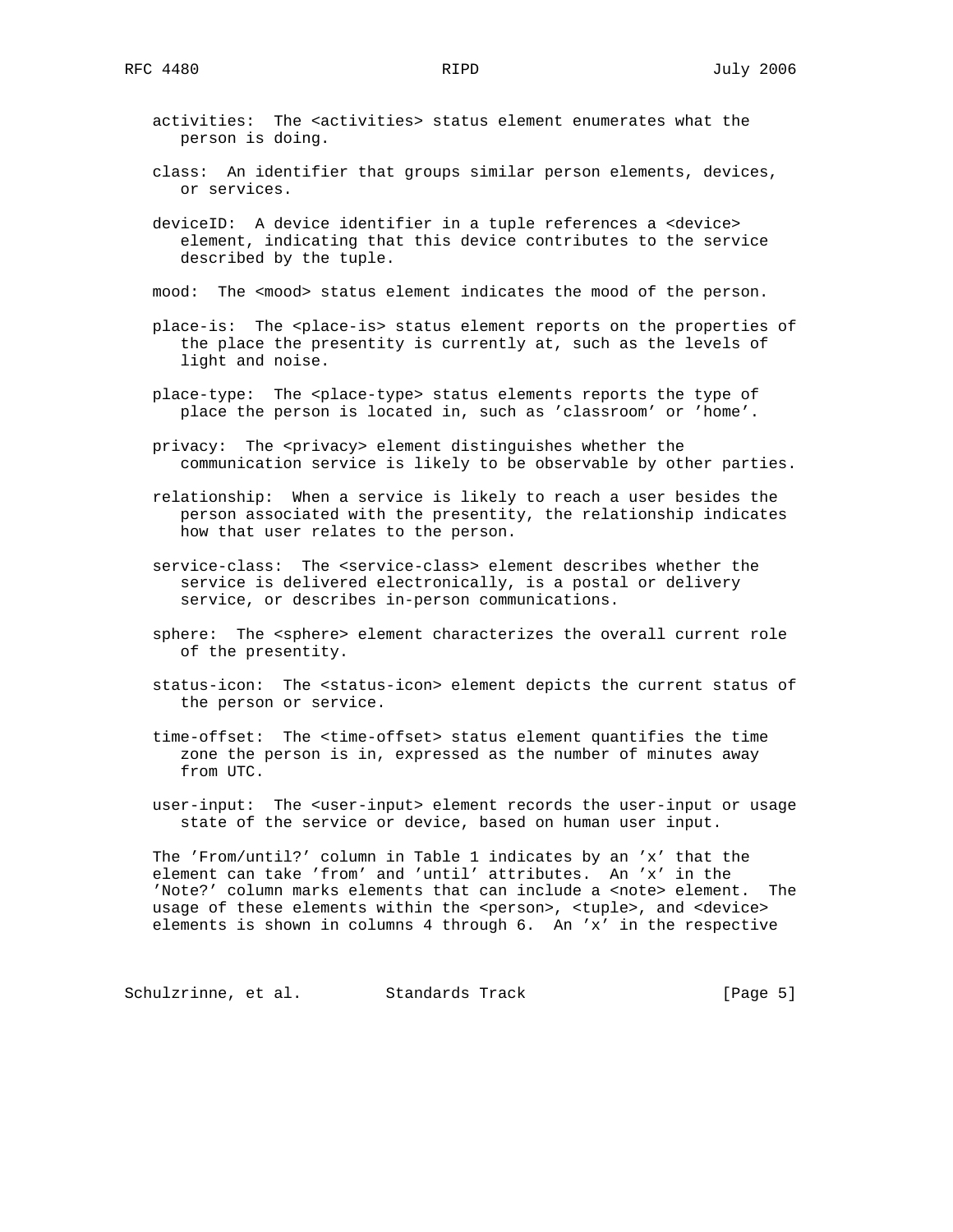activities: The <activities> status element enumerates what the person is doing.

class: An identifier that groups similar person elements, devices, or services.

deviceID: A device identifier in a tuple references a <device> element, indicating that this device contributes to the service described by the tuple.

mood: The <mood> status element indicates the mood of the person.

place-is: The <place-is> status element reports on the properties of the place the presentity is currently at, such as the levels of light and noise.

place-type: The <place-type> status elements reports the type of place the person is located in, such as 'classroom' or 'home'.

privacy: The <privacy> element distinguishes whether the communication service is likely to be observable by other parties.

relationship: When a service is likely to reach a user besides the person associated with the presentity, the relationship indicates how that user relates to the person.

service-class: The <service-class> element describes whether the service is delivered electronically, is a postal or delivery service, or describes in-person communications.

sphere: The <sphere> element characterizes the overall current role of the presentity.

status-icon: The <status-icon> element depicts the current status of the person or service.

time-offset: The <time-offset> status element quantifies the time zone the person is in, expressed as the number of minutes away from UTC.

user-input: The <user-input> element records the user-input or usage state of the service or device, based on human user input.

The 'From/until?' column in Table 1 indicates by an 'x' that the element can take 'from' and 'until' attributes. An 'x' in the 'Note?' column marks elements that can include a <note> element. The usage of these elements within the <person>, <tuple>, and <device> elements is shown in columns 4 through 6. An 'x' in the respective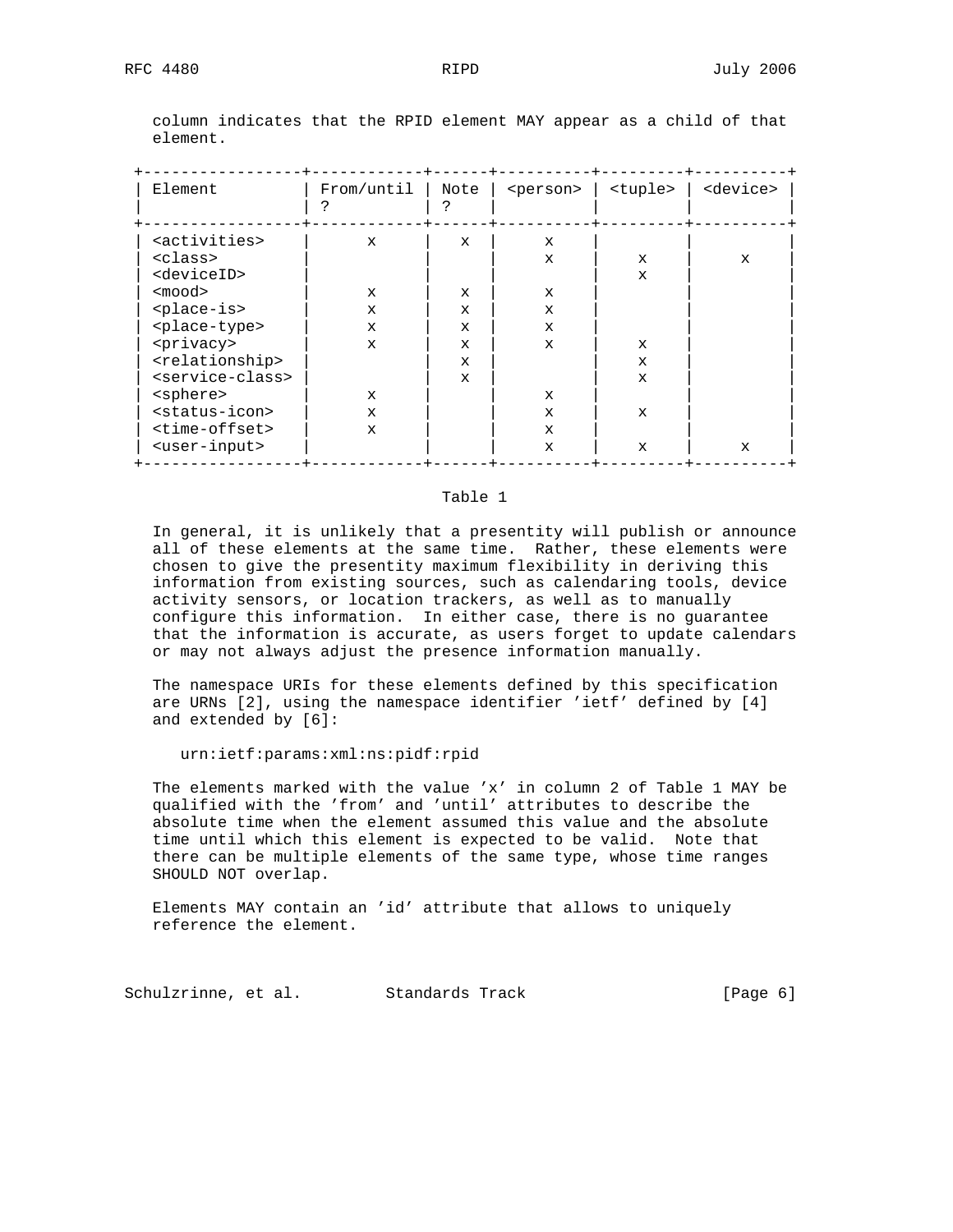column indicates that the RPID element MAY appear as a child of that element.

| Element | From/until ? | Note ? | <person> | <tuple> | <device> |
|---|---|---|---|---|---|
| <activities> | x | x | x | | |
| <class> | | | x | x | x |
| <deviceID> | | | | x | |
| <mood> | x | x | x | | |
| <place-is> | x | x | x | | |
| <place-type> | x | x | x | | |
| <privacy> | x | x | x | x | |
| <relationship> | | x | | x | |
| <service-class> | | x | | x | |
| <sphere> | x | | x | | |
| <status-icon> | x | | x | x | |
| <time-offset> | x | | x | | |
| <user-input> | | | x | x | x |

Table 1

In general, it is unlikely that a presentity will publish or announce all of these elements at the same time. Rather, these elements were chosen to give the presentity maximum flexibility in deriving this information from existing sources, such as calendaring tools, device activity sensors, or location trackers, as well as to manually configure this information. In either case, there is no guarantee that the information is accurate, as users forget to update calendars or may not always adjust the presence information manually.

The namespace URIs for these elements defined by this specification are URNs [2], using the namespace identifier 'ietf' defined by [4] and extended by [6]:

```
urn:ietf:params:xml:ns:pidf:rpid
```

The elements marked with the value 'x' in column 2 of Table 1 MAY be qualified with the 'from' and 'until' attributes to describe the absolute time when the element assumed this value and the absolute time until which this element is expected to be valid. Note that there can be multiple elements of the same type, whose time ranges SHOULD NOT overlap.

Elements MAY contain an 'id' attribute that allows to uniquely reference the element.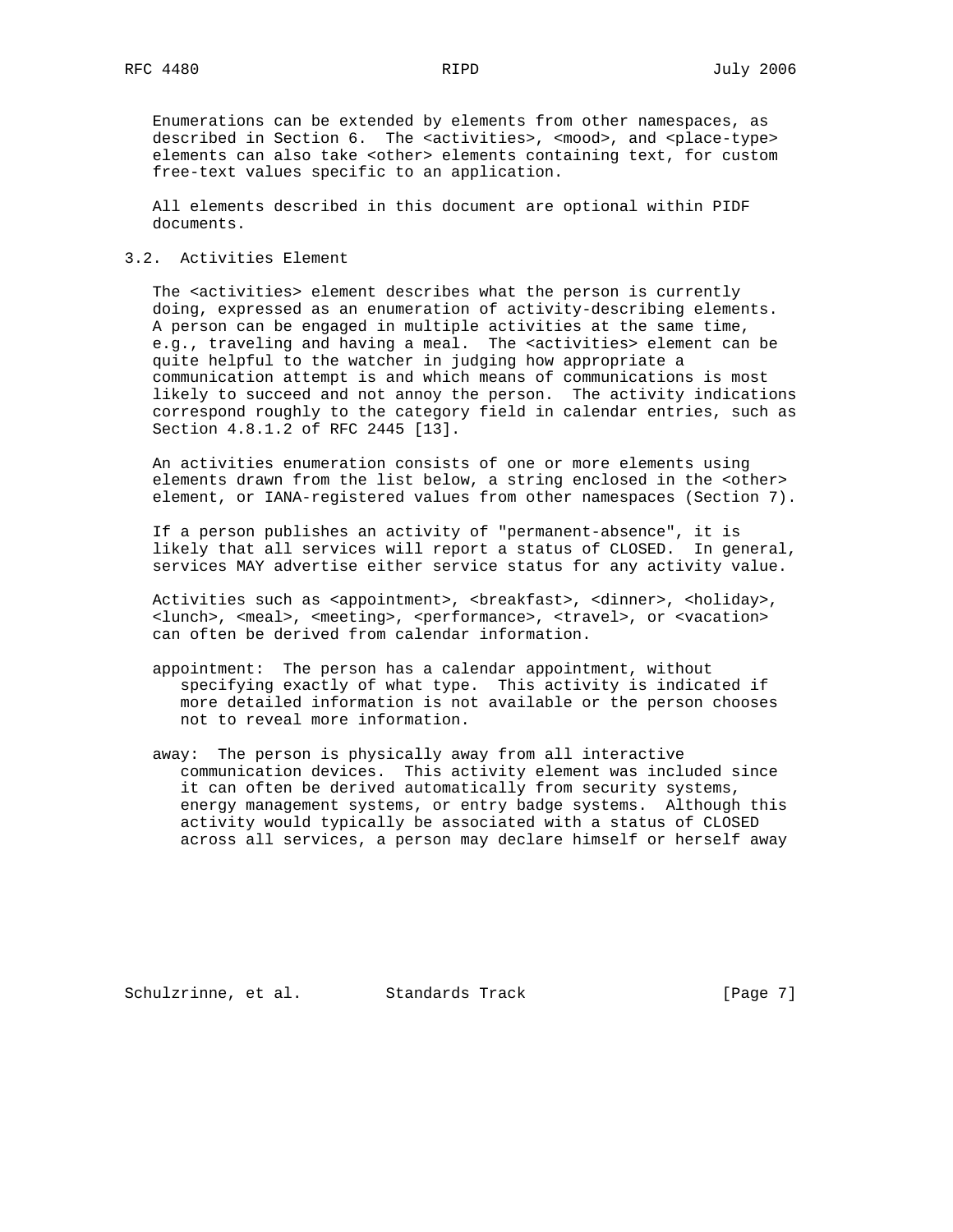Enumerations can be extended by elements from other namespaces, as described in Section 6. The <activities>, <mood>, and <place-type> elements can also take <other> elements containing text, for custom free-text values specific to an application.

All elements described in this document are optional within PIDF documents.

### 3.2. Activities Element

The <activities> element describes what the person is currently doing, expressed as an enumeration of activity-describing elements. A person can be engaged in multiple activities at the same time, e.g., traveling and having a meal. The <activities> element can be quite helpful to the watcher in judging how appropriate a communication attempt is and which means of communications is most likely to succeed and not annoy the person. The activity indications correspond roughly to the category field in calendar entries, such as Section 4.8.1.2 of RFC 2445 [13].

An activities enumeration consists of one or more elements using elements drawn from the list below, a string enclosed in the <other> element, or IANA-registered values from other namespaces (Section 7).

If a person publishes an activity of "permanent-absence", it is likely that all services will report a status of CLOSED. In general, services MAY advertise either service status for any activity value.

Activities such as <appointment>, <breakfast>, <dinner>, <holiday>, <lunch>, <meal>, <meeting>, <performance>, <travel>, or <vacation> can often be derived from calendar information.

appointment: The person has a calendar appointment, without specifying exactly of what type. This activity is indicated if more detailed information is not available or the person chooses not to reveal more information.

away: The person is physically away from all interactive communication devices. This activity element was included since it can often be derived automatically from security systems, energy management systems, or entry badge systems. Although this activity would typically be associated with a status of CLOSED across all services, a person may declare himself or herself away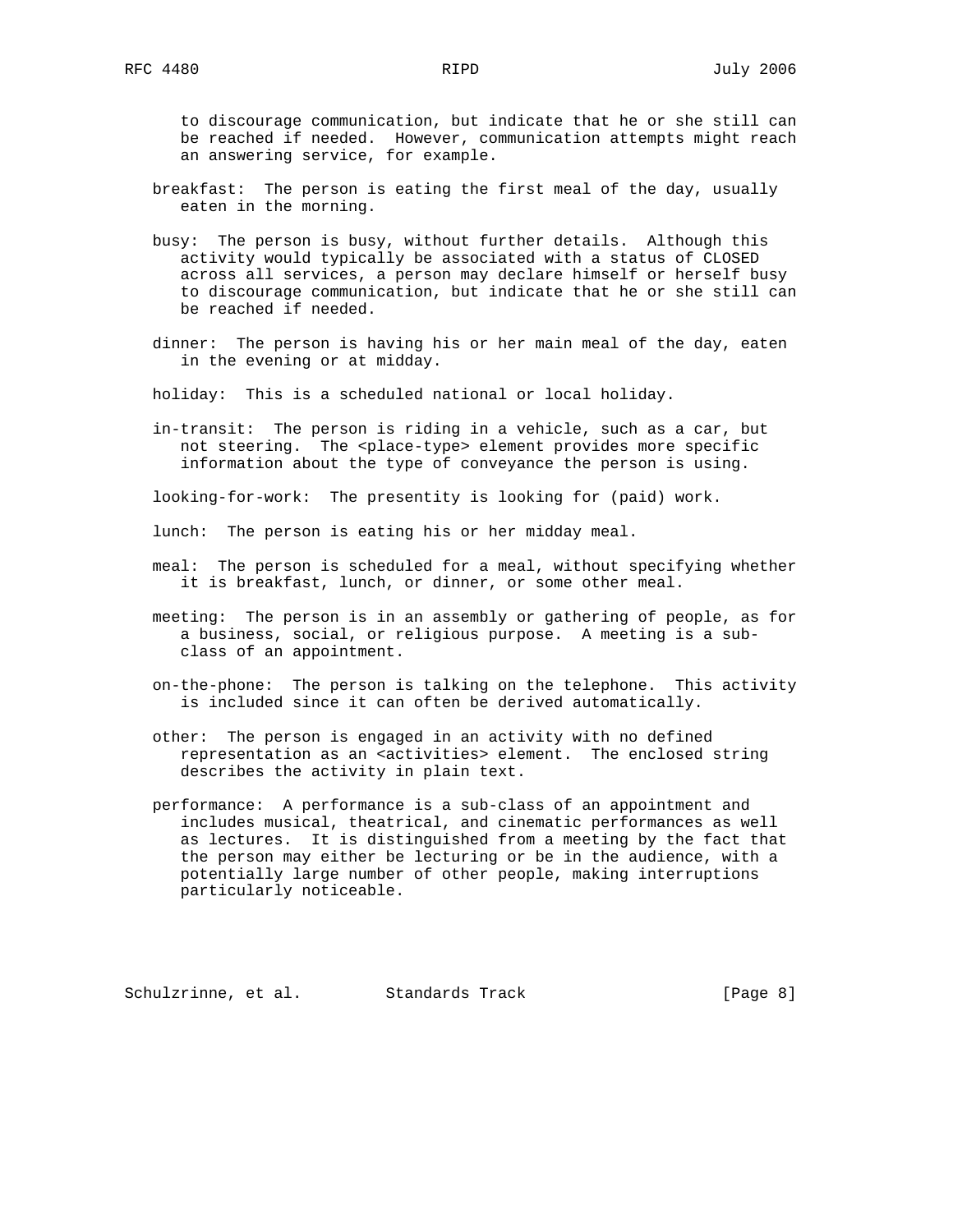to discourage communication, but indicate that he or she still can be reached if needed. However, communication attempts might reach an answering service, for example.

breakfast: The person is eating the first meal of the day, usually eaten in the morning.

busy: The person is busy, without further details. Although this activity would typically be associated with a status of CLOSED across all services, a person may declare himself or herself busy to discourage communication, but indicate that he or she still can be reached if needed.

dinner: The person is having his or her main meal of the day, eaten in the evening or at midday.

holiday: This is a scheduled national or local holiday.

in-transit: The person is riding in a vehicle, such as a car, but not steering. The <place-type> element provides more specific information about the type of conveyance the person is using.

looking-for-work: The presentity is looking for (paid) work.

lunch: The person is eating his or her midday meal.

meal: The person is scheduled for a meal, without specifying whether it is breakfast, lunch, or dinner, or some other meal.

meeting: The person is in an assembly or gathering of people, as for a business, social, or religious purpose. A meeting is a sub-class of an appointment.

on-the-phone: The person is talking on the telephone. This activity is included since it can often be derived automatically.

other: The person is engaged in an activity with no defined representation as an <activities> element. The enclosed string describes the activity in plain text.

performance: A performance is a sub-class of an appointment and includes musical, theatrical, and cinematic performances as well as lectures. It is distinguished from a meeting by the fact that the person may either be lecturing or be in the audience, with a potentially large number of other people, making interruptions particularly noticeable.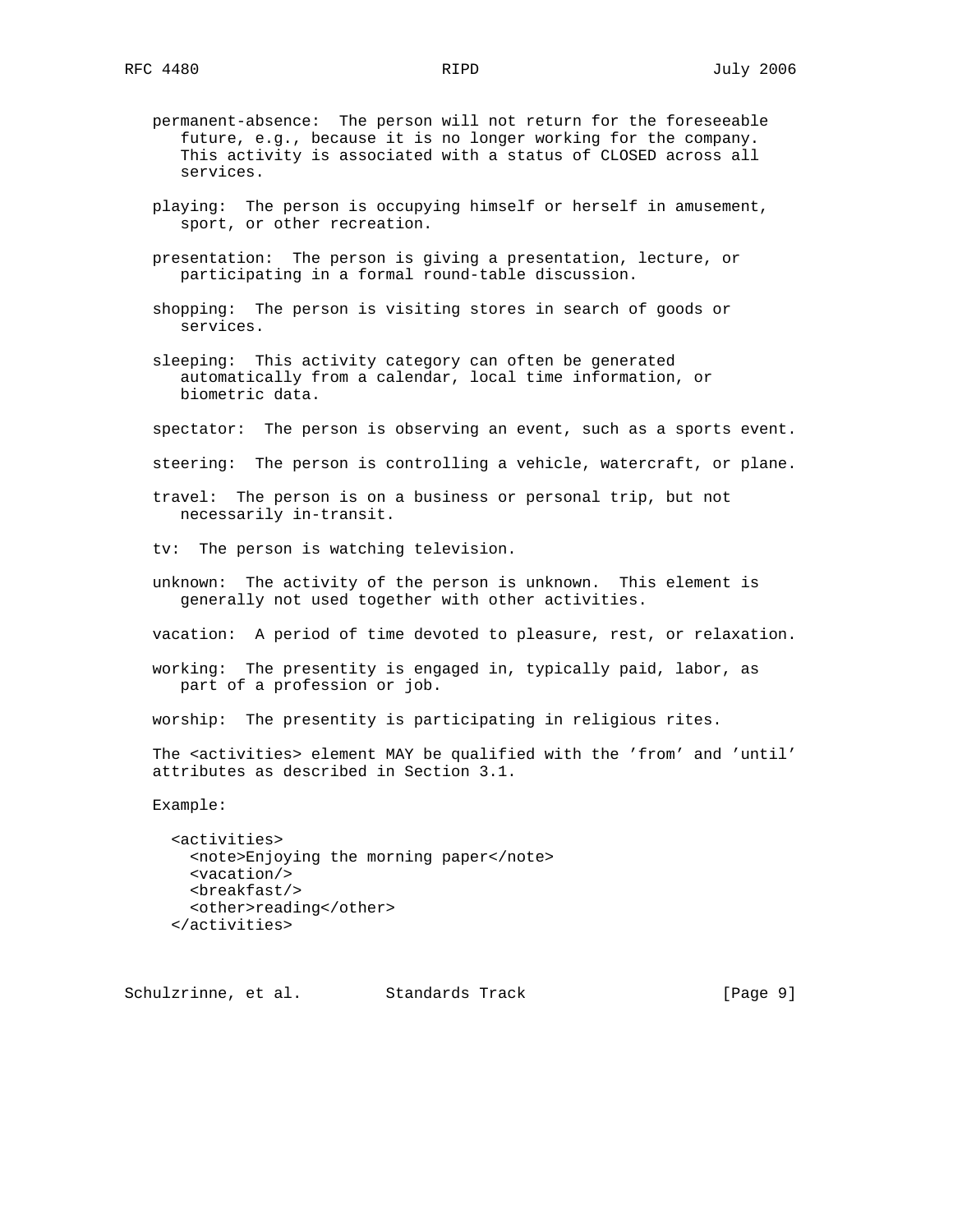permanent-absence:  The person will not return for the foreseeable future, e.g., because it is no longer working for the company. This activity is associated with a status of CLOSED across all services.

playing:  The person is occupying himself or herself in amusement, sport, or other recreation.

presentation:  The person is giving a presentation, lecture, or participating in a formal round-table discussion.

shopping:  The person is visiting stores in search of goods or services.

sleeping:  This activity category can often be generated automatically from a calendar, local time information, or biometric data.

spectator:  The person is observing an event, such as a sports event.

steering:  The person is controlling a vehicle, watercraft, or plane.

travel:  The person is on a business or personal trip, but not necessarily in-transit.

tv:  The person is watching television.

unknown:  The activity of the person is unknown.  This element is generally not used together with other activities.

vacation:  A period of time devoted to pleasure, rest, or relaxation.

working:  The presentity is engaged in, typically paid, labor, as part of a profession or job.

worship:  The presentity is participating in religious rites.

The <activities> element MAY be qualified with the 'from' and 'until' attributes as described in Section 3.1.

Example:

```
<activities>
  <note>Enjoying the morning paper</note>
  <vacation/>
  <breakfast/>
  <other>reading</other>
</activities>
```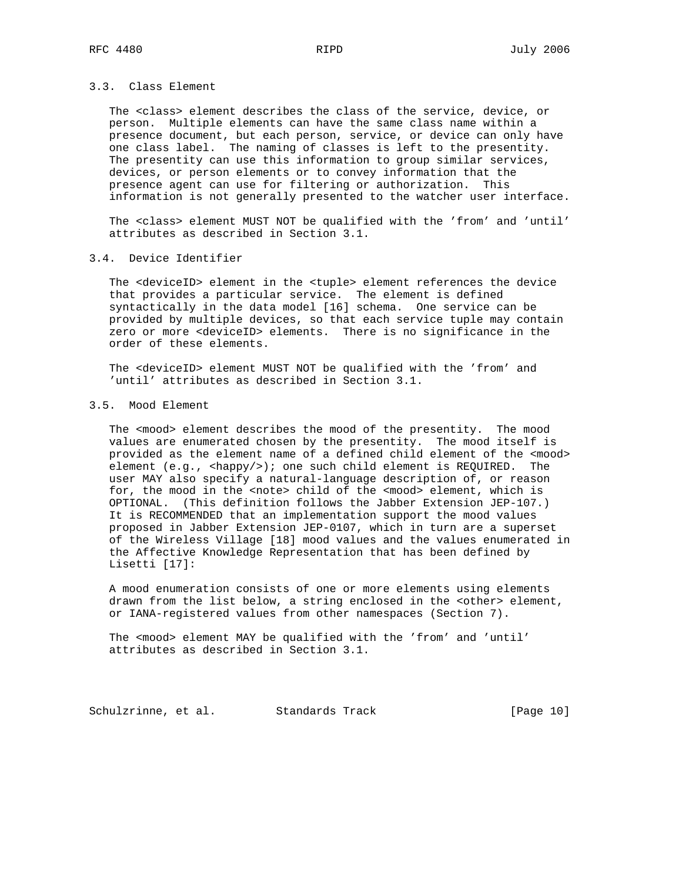### 3.3. Class Element

The <class> element describes the class of the service, device, or person. Multiple elements can have the same class name within a presence document, but each person, service, or device can only have one class label. The naming of classes is left to the presentity. The presentity can use this information to group similar services, devices, or person elements or to convey information that the presence agent can use for filtering or authorization. This information is not generally presented to the watcher user interface.

The <class> element MUST NOT be qualified with the 'from' and 'until' attributes as described in Section 3.1.

### 3.4. Device Identifier

The <deviceID> element in the <tuple> element references the device that provides a particular service. The element is defined syntactically in the data model [16] schema. One service can be provided by multiple devices, so that each service tuple may contain zero or more <deviceID> elements. There is no significance in the order of these elements.

The <deviceID> element MUST NOT be qualified with the 'from' and 'until' attributes as described in Section 3.1.

### 3.5. Mood Element

The <mood> element describes the mood of the presentity. The mood values are enumerated chosen by the presentity. The mood itself is provided as the element name of a defined child element of the <mood> element (e.g., <happy/>); one such child element is REQUIRED. The user MAY also specify a natural-language description of, or reason for, the mood in the <note> child of the <mood> element, which is OPTIONAL. (This definition follows the Jabber Extension JEP-107.) It is RECOMMENDED that an implementation support the mood values proposed in Jabber Extension JEP-0107, which in turn are a superset of the Wireless Village [18] mood values and the values enumerated in the Affective Knowledge Representation that has been defined by Lisetti [17]:

A mood enumeration consists of one or more elements using elements drawn from the list below, a string enclosed in the <other> element, or IANA-registered values from other namespaces (Section 7).

The <mood> element MAY be qualified with the 'from' and 'until' attributes as described in Section 3.1.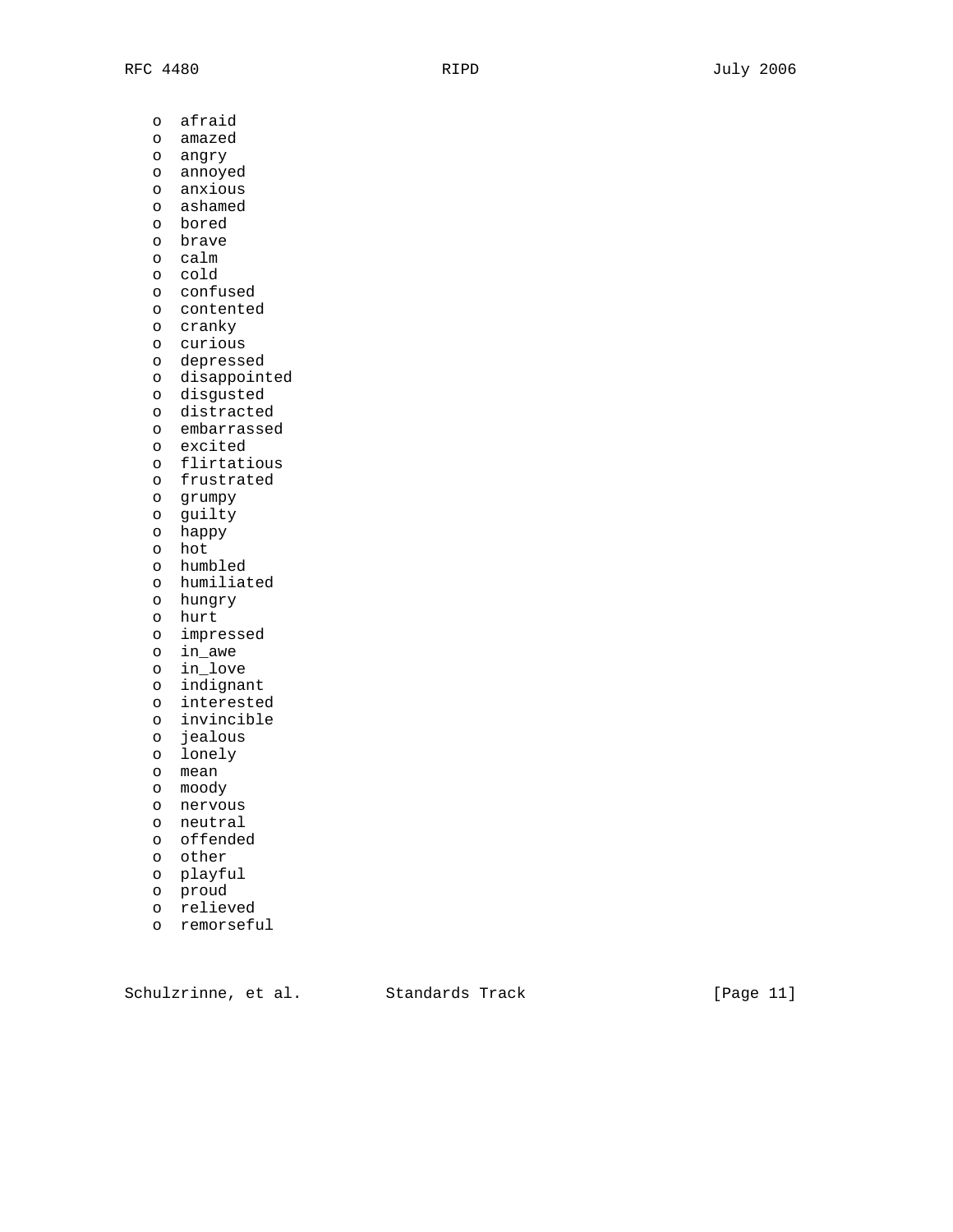- afraid
- amazed
- angry
- annoyed
- anxious
- ashamed
- bored
- brave
- calm
- cold
- confused
- contented
- cranky
- curious
- depressed
- disappointed
- disgusted
- distracted
- embarrassed
- excited
- flirtatious
- frustrated
- grumpy
- guilty
- happy
- hot
- humbled
- humiliated
- hungry
- hurt
- impressed
- in_awe
- in_love
- indignant
- interested
- invincible
- jealous
- lonely
- mean
- moody
- nervous
- neutral
- offended
- other
- playful
- proud
- relieved
- remorseful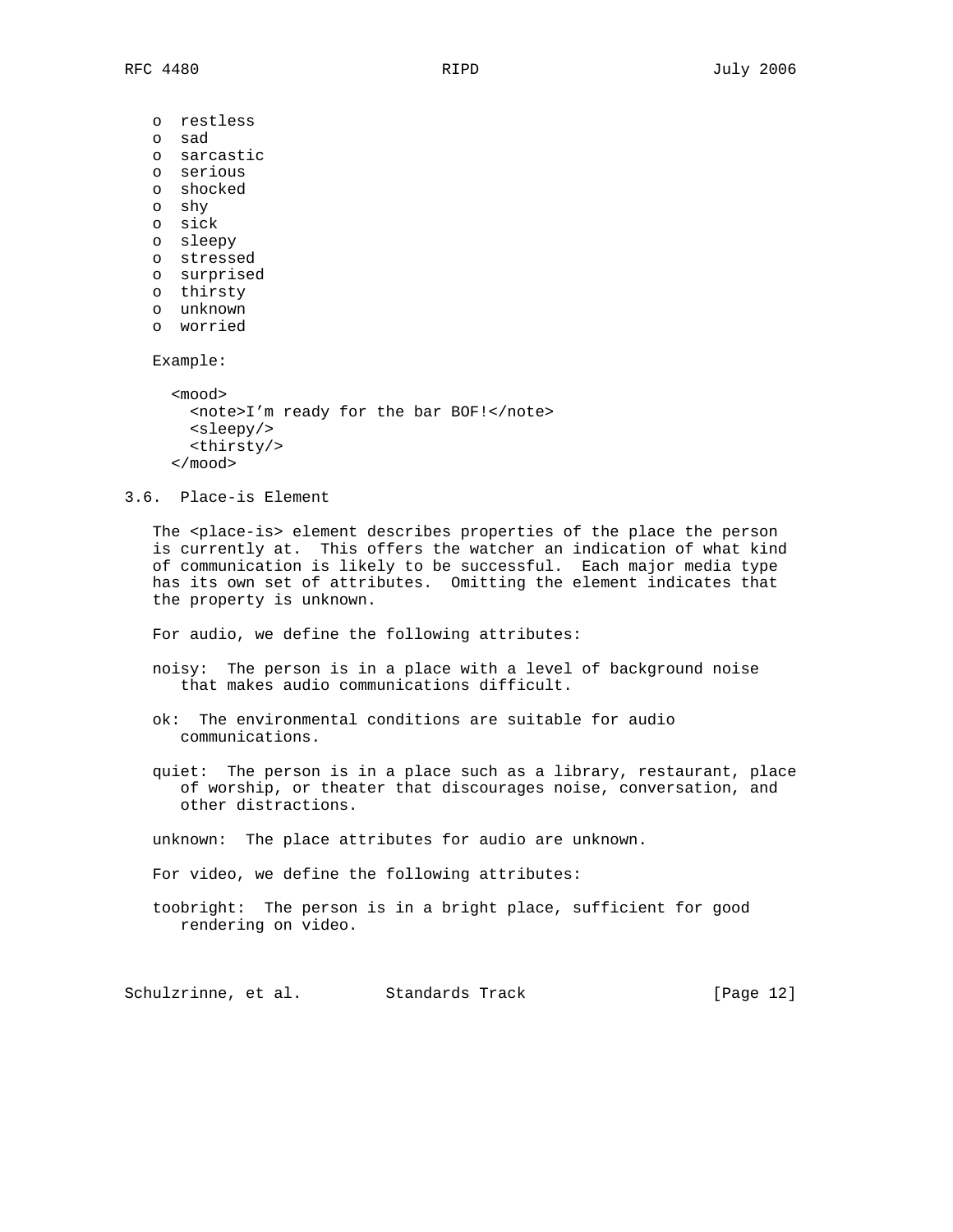- restless
- sad
- sarcastic
- serious
- shocked
- shy
- sick
- sleepy
- stressed
- surprised
- thirsty
- unknown
- worried

Example:

```
<mood>
  <note>I’m ready for the bar BOF!</note>
  <sleepy/>
  <thirsty/>
</mood>
```

### 3.6. Place-is Element

The <place-is> element describes properties of the place the person is currently at. This offers the watcher an indication of what kind of communication is likely to be successful. Each major media type has its own set of attributes. Omitting the element indicates that the property is unknown.

For audio, we define the following attributes:

noisy: The person is in a place with a level of background noise that makes audio communications difficult.

ok: The environmental conditions are suitable for audio communications.

quiet: The person is in a place such as a library, restaurant, place of worship, or theater that discourages noise, conversation, and other distractions.

unknown: The place attributes for audio are unknown.

For video, we define the following attributes:

toobright: The person is in a bright place, sufficient for good rendering on video.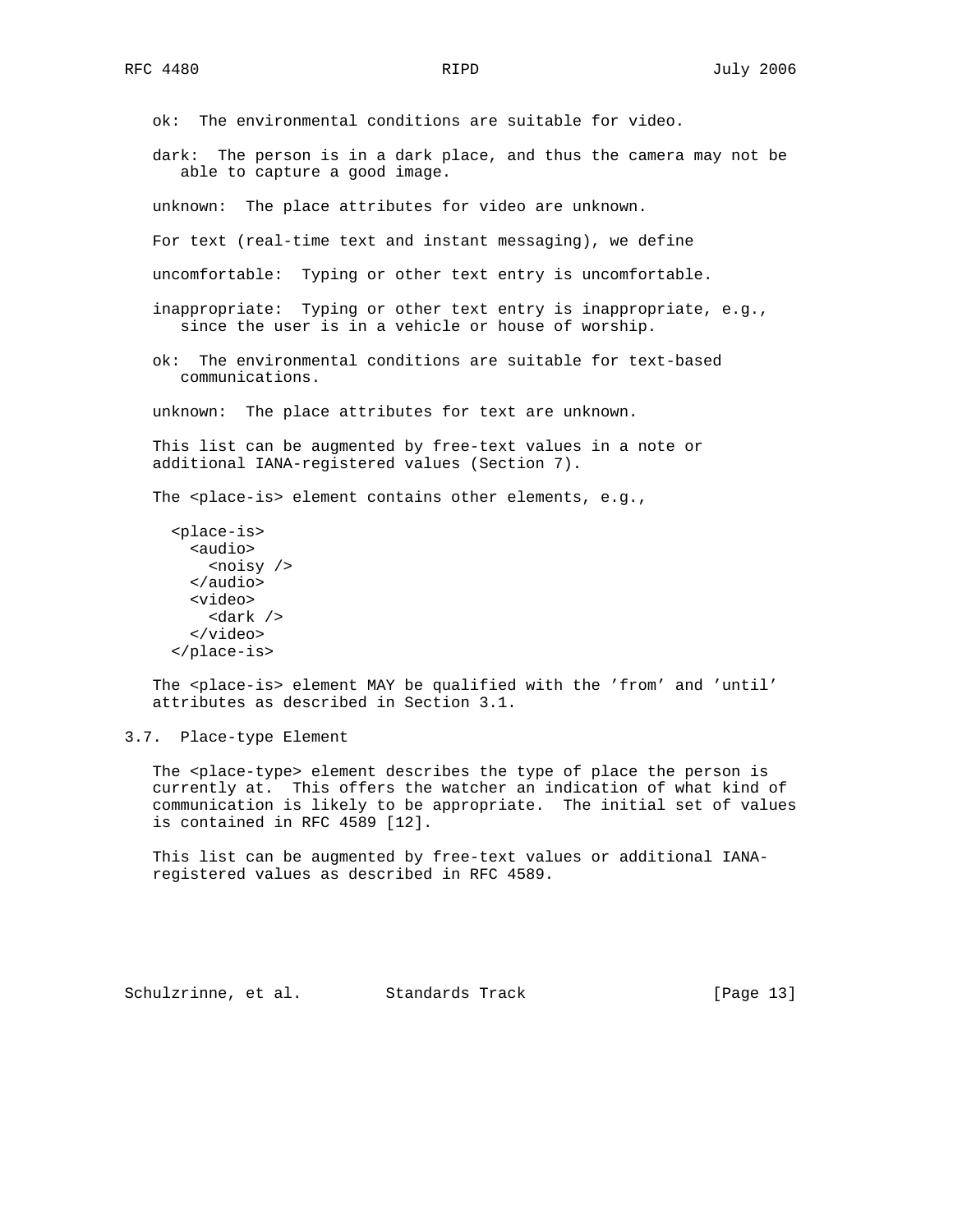ok:  The environmental conditions are suitable for video.

dark:  The person is in a dark place, and thus the camera may not be able to capture a good image.

unknown:  The place attributes for video are unknown.

For text (real-time text and instant messaging), we define

uncomfortable:  Typing or other text entry is uncomfortable.

inappropriate:  Typing or other text entry is inappropriate, e.g., since the user is in a vehicle or house of worship.

ok:  The environmental conditions are suitable for text-based communications.

unknown:  The place attributes for text are unknown.

This list can be augmented by free-text values in a note or additional IANA-registered values (Section 7).

The <place-is> element contains other elements, e.g.,

```
<place-is>
  <audio>
    <noisy />
  </audio>
  <video>
    <dark />
  </video>
</place-is>
```

The <place-is> element MAY be qualified with the 'from' and 'until' attributes as described in Section 3.1.

### 3.7. Place-type Element

The <place-type> element describes the type of place the person is currently at. This offers the watcher an indication of what kind of communication is likely to be appropriate. The initial set of values is contained in RFC 4589 [12].

This list can be augmented by free-text values or additional IANA-registered values as described in RFC 4589.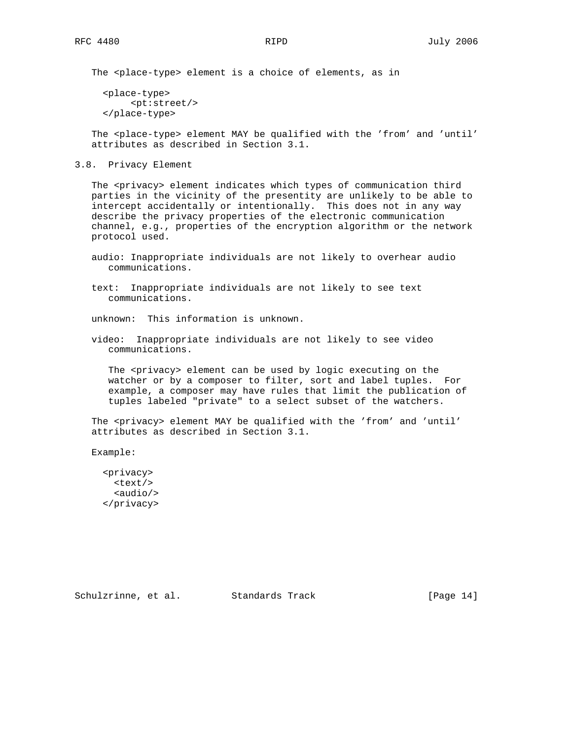The <place-type> element is a choice of elements, as in

```
<place-type>
     <pt:street/>
</place-type>
```

The <place-type> element MAY be qualified with the 'from' and 'until' attributes as described in Section 3.1.

## 3.8. Privacy Element

The <privacy> element indicates which types of communication third parties in the vicinity of the presentity are unlikely to be able to intercept accidentally or intentionally. This does not in any way describe the privacy properties of the electronic communication channel, e.g., properties of the encryption algorithm or the network protocol used.

audio: Inappropriate individuals are not likely to overhear audio communications.

text: Inappropriate individuals are not likely to see text communications.

unknown: This information is unknown.

video: Inappropriate individuals are not likely to see video communications.

The <privacy> element can be used by logic executing on the watcher or by a composer to filter, sort and label tuples. For example, a composer may have rules that limit the publication of tuples labeled "private" to a select subset of the watchers.

The <privacy> element MAY be qualified with the 'from' and 'until' attributes as described in Section 3.1.

Example:

```
<privacy>
  <text/>
  <audio/>
</privacy>
```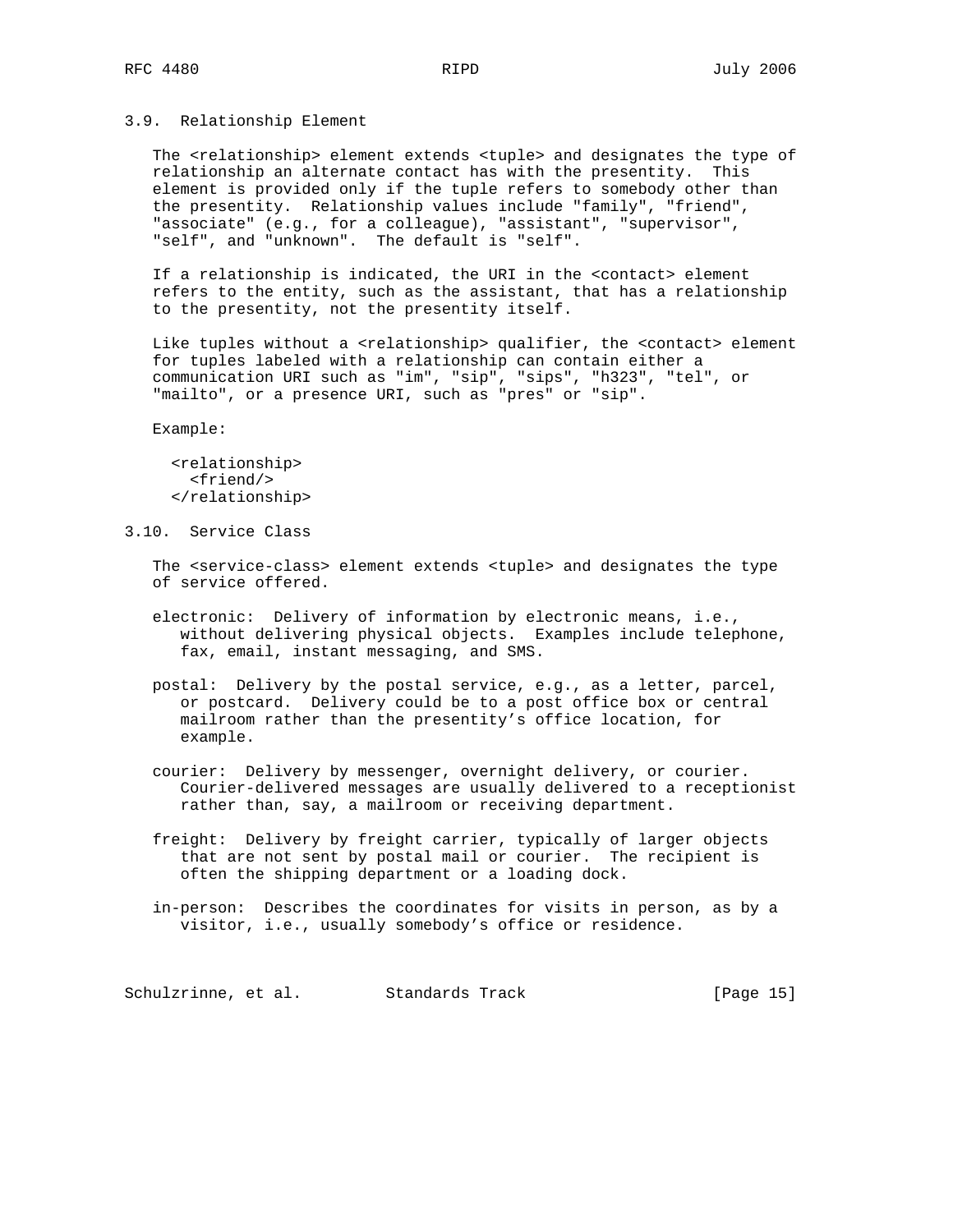### 3.9. Relationship Element

The <relationship> element extends <tuple> and designates the type of relationship an alternate contact has with the presentity. This element is provided only if the tuple refers to somebody other than the presentity. Relationship values include "family", "friend", "associate" (e.g., for a colleague), "assistant", "supervisor", "self", and "unknown". The default is "self".

If a relationship is indicated, the URI in the <contact> element refers to the entity, such as the assistant, that has a relationship to the presentity, not the presentity itself.

Like tuples without a <relationship> qualifier, the <contact> element for tuples labeled with a relationship can contain either a communication URI such as "im", "sip", "sips", "h323", "tel", or "mailto", or a presence URI, such as "pres" or "sip".

Example:

```
<relationship>
  <friend/>
</relationship>
```

### 3.10. Service Class

The <service-class> element extends <tuple> and designates the type of service offered.

electronic: Delivery of information by electronic means, i.e., without delivering physical objects. Examples include telephone, fax, email, instant messaging, and SMS.

postal: Delivery by the postal service, e.g., as a letter, parcel, or postcard. Delivery could be to a post office box or central mailroom rather than the presentity's office location, for example.

courier: Delivery by messenger, overnight delivery, or courier. Courier-delivered messages are usually delivered to a receptionist rather than, say, a mailroom or receiving department.

freight: Delivery by freight carrier, typically of larger objects that are not sent by postal mail or courier. The recipient is often the shipping department or a loading dock.

in-person: Describes the coordinates for visits in person, as by a visitor, i.e., usually somebody's office or residence.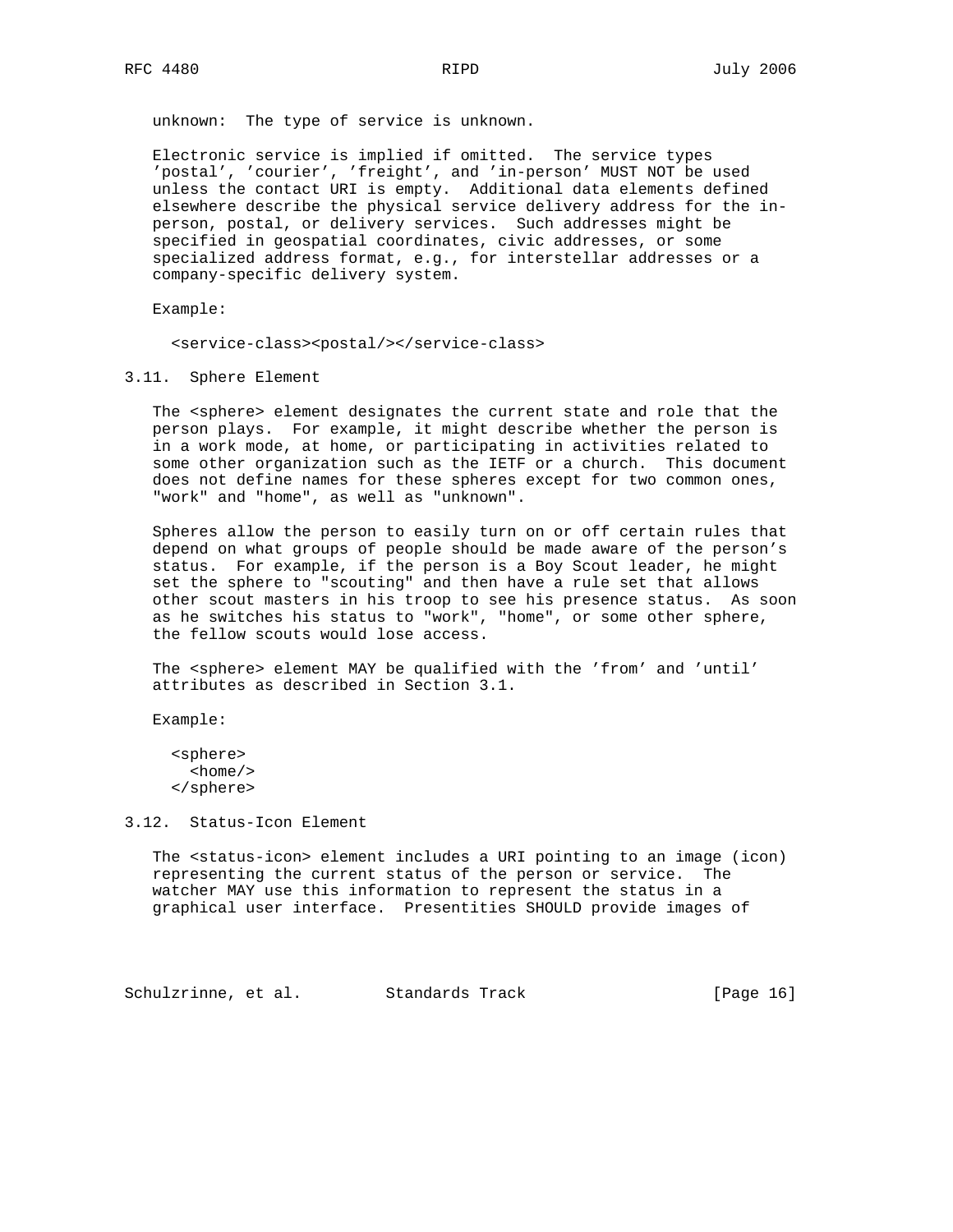unknown: The type of service is unknown.

Electronic service is implied if omitted. The service types 'postal', 'courier', 'freight', and 'in-person' MUST NOT be used unless the contact URI is empty. Additional data elements defined elsewhere describe the physical service delivery address for the in-person, postal, or delivery services. Such addresses might be specified in geospatial coordinates, civic addresses, or some specialized address format, e.g., for interstellar addresses or a company-specific delivery system.

Example:

```
<service-class><postal/></service-class>
```

### 3.11. Sphere Element

The <sphere> element designates the current state and role that the person plays. For example, it might describe whether the person is in a work mode, at home, or participating in activities related to some other organization such as the IETF or a church. This document does not define names for these spheres except for two common ones, "work" and "home", as well as "unknown".

Spheres allow the person to easily turn on or off certain rules that depend on what groups of people should be made aware of the person's status. For example, if the person is a Boy Scout leader, he might set the sphere to "scouting" and then have a rule set that allows other scout masters in his troop to see his presence status. As soon as he switches his status to "work", "home", or some other sphere, the fellow scouts would lose access.

The <sphere> element MAY be qualified with the 'from' and 'until' attributes as described in Section 3.1.

Example:

```
<sphere>
  <home/>
</sphere>
```

### 3.12. Status-Icon Element

The <status-icon> element includes a URI pointing to an image (icon) representing the current status of the person or service. The watcher MAY use this information to represent the status in a graphical user interface. Presentities SHOULD provide images of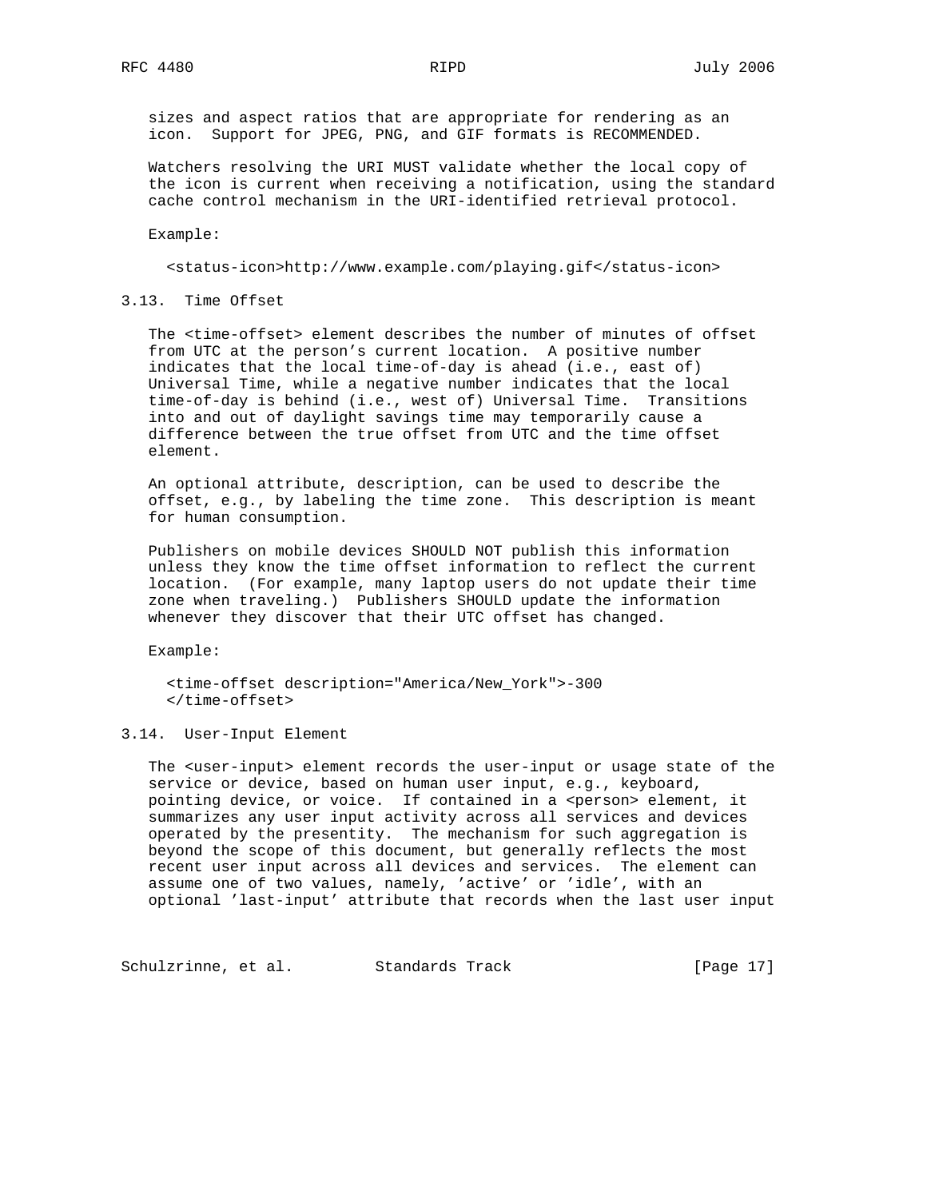sizes and aspect ratios that are appropriate for rendering as an icon. Support for JPEG, PNG, and GIF formats is RECOMMENDED.

Watchers resolving the URI MUST validate whether the local copy of the icon is current when receiving a notification, using the standard cache control mechanism in the URI-identified retrieval protocol.

Example:

```
<status-icon>http://www.example.com/playing.gif</status-icon>
```

### 3.13. Time Offset

The <time-offset> element describes the number of minutes of offset from UTC at the person's current location. A positive number indicates that the local time-of-day is ahead (i.e., east of) Universal Time, while a negative number indicates that the local time-of-day is behind (i.e., west of) Universal Time. Transitions into and out of daylight savings time may temporarily cause a difference between the true offset from UTC and the time offset element.

An optional attribute, description, can be used to describe the offset, e.g., by labeling the time zone. This description is meant for human consumption.

Publishers on mobile devices SHOULD NOT publish this information unless they know the time offset information to reflect the current location. (For example, many laptop users do not update their time zone when traveling.) Publishers SHOULD update the information whenever they discover that their UTC offset has changed.

Example:

```
<time-offset description="America/New_York">-300
</time-offset>
```

### 3.14. User-Input Element

The <user-input> element records the user-input or usage state of the service or device, based on human user input, e.g., keyboard, pointing device, or voice. If contained in a <person> element, it summarizes any user input activity across all services and devices operated by the presentity. The mechanism for such aggregation is beyond the scope of this document, but generally reflects the most recent user input across all devices and services. The element can assume one of two values, namely, 'active' or 'idle', with an optional 'last-input' attribute that records when the last user input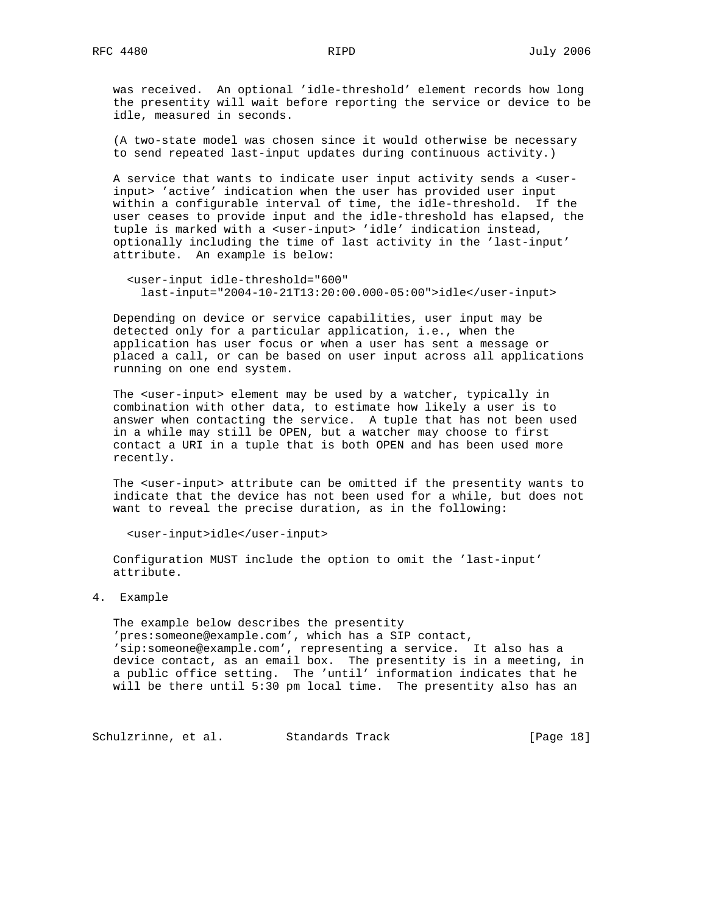was received. An optional 'idle-threshold' element records how long the presentity will wait before reporting the service or device to be idle, measured in seconds.

(A two-state model was chosen since it would otherwise be necessary to send repeated last-input updates during continuous activity.)

A service that wants to indicate user input activity sends a <user-input> 'active' indication when the user has provided user input within a configurable interval of time, the idle-threshold. If the user ceases to provide input and the idle-threshold has elapsed, the tuple is marked with a <user-input> 'idle' indication instead, optionally including the time of last activity in the 'last-input' attribute. An example is below:

```
<user-input idle-threshold="600"
  last-input="2004-10-21T13:20:00.000-05:00">idle</user-input>
```

Depending on device or service capabilities, user input may be detected only for a particular application, i.e., when the application has user focus or when a user has sent a message or placed a call, or can be based on user input across all applications running on one end system.

The <user-input> element may be used by a watcher, typically in combination with other data, to estimate how likely a user is to answer when contacting the service. A tuple that has not been used in a while may still be OPEN, but a watcher may choose to first contact a URI in a tuple that is both OPEN and has been used more recently.

The <user-input> attribute can be omitted if the presentity wants to indicate that the device has not been used for a while, but does not want to reveal the precise duration, as in the following:

```
<user-input>idle</user-input>
```

Configuration MUST include the option to omit the 'last-input' attribute.

# 4. Example

The example below describes the presentity 'pres:someone@example.com', which has a SIP contact, 'sip:someone@example.com', representing a service. It also has a device contact, as an email box. The presentity is in a meeting, in a public office setting. The 'until' information indicates that he will be there until 5:30 pm local time. The presentity also has an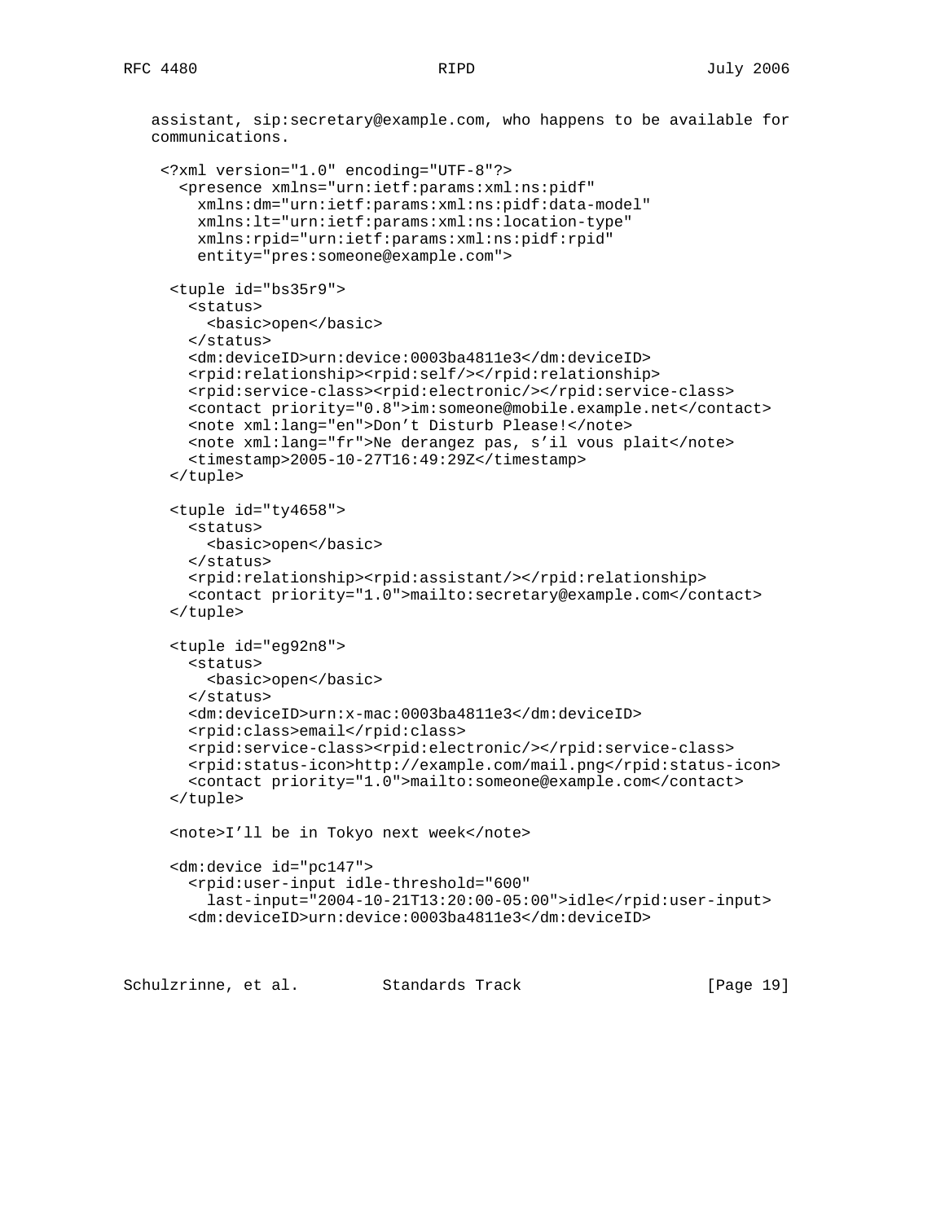assistant, sip:secretary@example.com, who happens to be available for communications.

```
 <?xml version="1.0" encoding="UTF-8"?>
   <presence xmlns="urn:ietf:params:xml:ns:pidf"
     xmlns:dm="urn:ietf:params:xml:ns:pidf:data-model"
     xmlns:lt="urn:ietf:params:xml:ns:location-type"
     xmlns:rpid="urn:ietf:params:xml:ns:pidf:rpid"
     entity="pres:someone@example.com">

  <tuple id="bs35r9">
    <status>
      <basic>open</basic>
    </status>
    <dm:deviceID>urn:device:0003ba4811e3</dm:deviceID>
    <rpid:relationship><rpid:self/></rpid:relationship>
    <rpid:service-class><rpid:electronic/></rpid:service-class>
    <contact priority="0.8">im:someone@mobile.example.net</contact>
    <note xml:lang="en">Don’t Disturb Please!</note>
    <note xml:lang="fr">Ne derangez pas, s’il vous plait</note>
    <timestamp>2005-10-27T16:49:29Z</timestamp>
  </tuple>

  <tuple id="ty4658">
    <status>
      <basic>open</basic>
    </status>
    <rpid:relationship><rpid:assistant/></rpid:relationship>
    <contact priority="1.0">mailto:secretary@example.com</contact>
  </tuple>

  <tuple id="eg92n8">
    <status>
      <basic>open</basic>
    </status>
    <dm:deviceID>urn:x-mac:0003ba4811e3</dm:deviceID>
    <rpid:class>email</rpid:class>
    <rpid:service-class><rpid:electronic/></rpid:service-class>
    <rpid:status-icon>http://example.com/mail.png</rpid:status-icon>
    <contact priority="1.0">mailto:someone@example.com</contact>
  </tuple>

  <note>I’ll be in Tokyo next week</note>

  <dm:device id="pc147">
    <rpid:user-input idle-threshold="600"
      last-input="2004-10-21T13:20:00-05:00">idle</rpid:user-input>
    <dm:deviceID>urn:device:0003ba4811e3</dm:deviceID>
```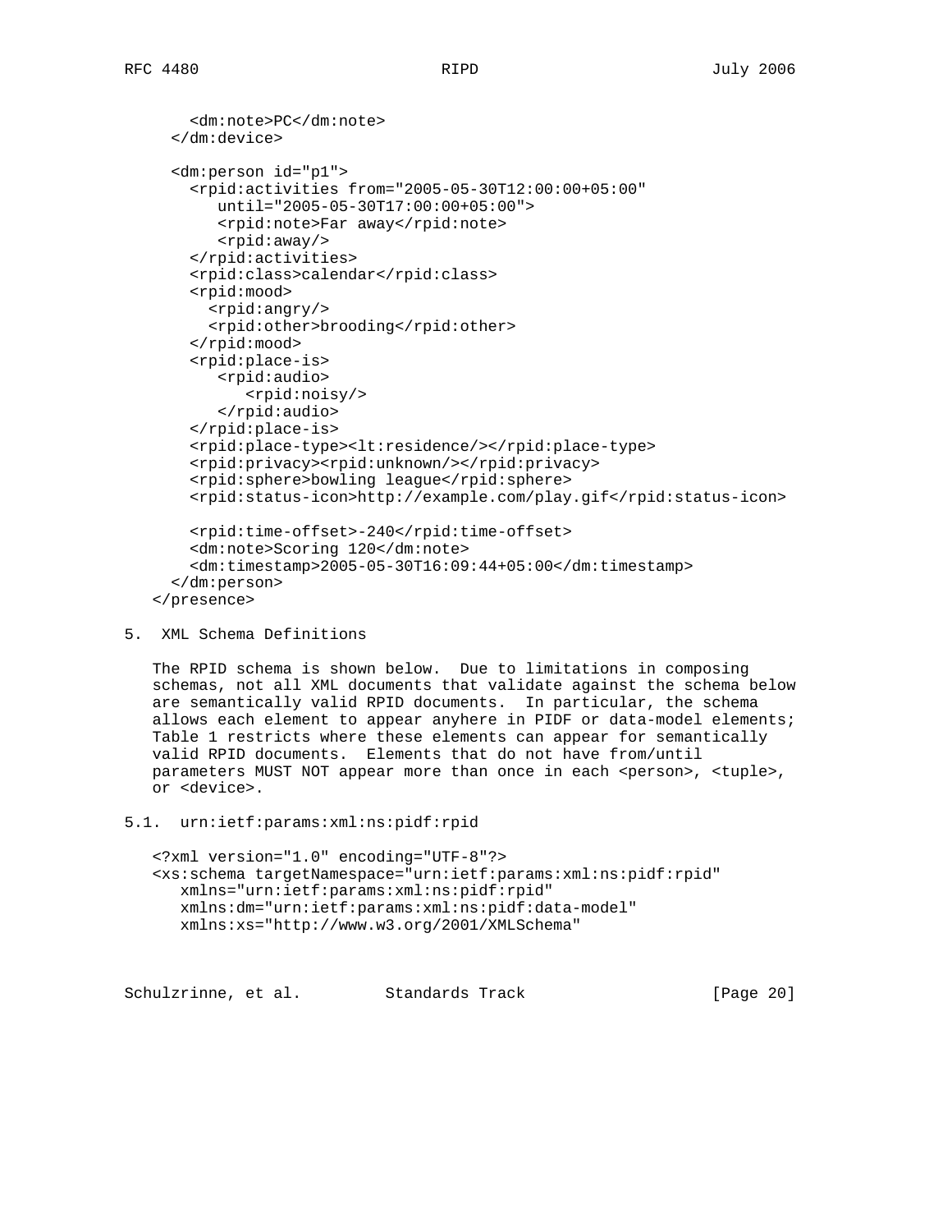```
      <dm:note>PC</dm:note>
    </dm:device>

    <dm:person id="p1">
      <rpid:activities from="2005-05-30T12:00:00+05:00"
         until="2005-05-30T17:00:00+05:00">
         <rpid:note>Far away</rpid:note>
         <rpid:away/>
      </rpid:activities>
      <rpid:class>calendar</rpid:class>
      <rpid:mood>
        <rpid:angry/>
        <rpid:other>brooding</rpid:other>
      </rpid:mood>
      <rpid:place-is>
         <rpid:audio>
            <rpid:noisy/>
         </rpid:audio>
      </rpid:place-is>
      <rpid:place-type><lt:residence/></rpid:place-type>
      <rpid:privacy><rpid:unknown/></rpid:privacy>
      <rpid:sphere>bowling league</rpid:sphere>
      <rpid:status-icon>http://example.com/play.gif</rpid:status-icon>

      <rpid:time-offset>-240</rpid:time-offset>
      <dm:note>Scoring 120</dm:note>
      <dm:timestamp>2005-05-30T16:09:44+05:00</dm:timestamp>
    </dm:person>
  </presence>
```

## 5. XML Schema Definitions

The RPID schema is shown below. Due to limitations in composing schemas, not all XML documents that validate against the schema below are semantically valid RPID documents. In particular, the schema allows each element to appear anyhere in PIDF or data-model elements; Table 1 restricts where these elements can appear for semantically valid RPID documents. Elements that do not have from/until parameters MUST NOT appear more than once in each <person>, <tuple>, or <device>.

### 5.1. urn:ietf:params:xml:ns:pidf:rpid

```
<?xml version="1.0" encoding="UTF-8"?>
<xs:schema targetNamespace="urn:ietf:params:xml:ns:pidf:rpid"
   xmlns="urn:ietf:params:xml:ns:pidf:rpid"
   xmlns:dm="urn:ietf:params:xml:ns:pidf:data-model"
   xmlns:xs="http://www.w3.org/2001/XMLSchema"
```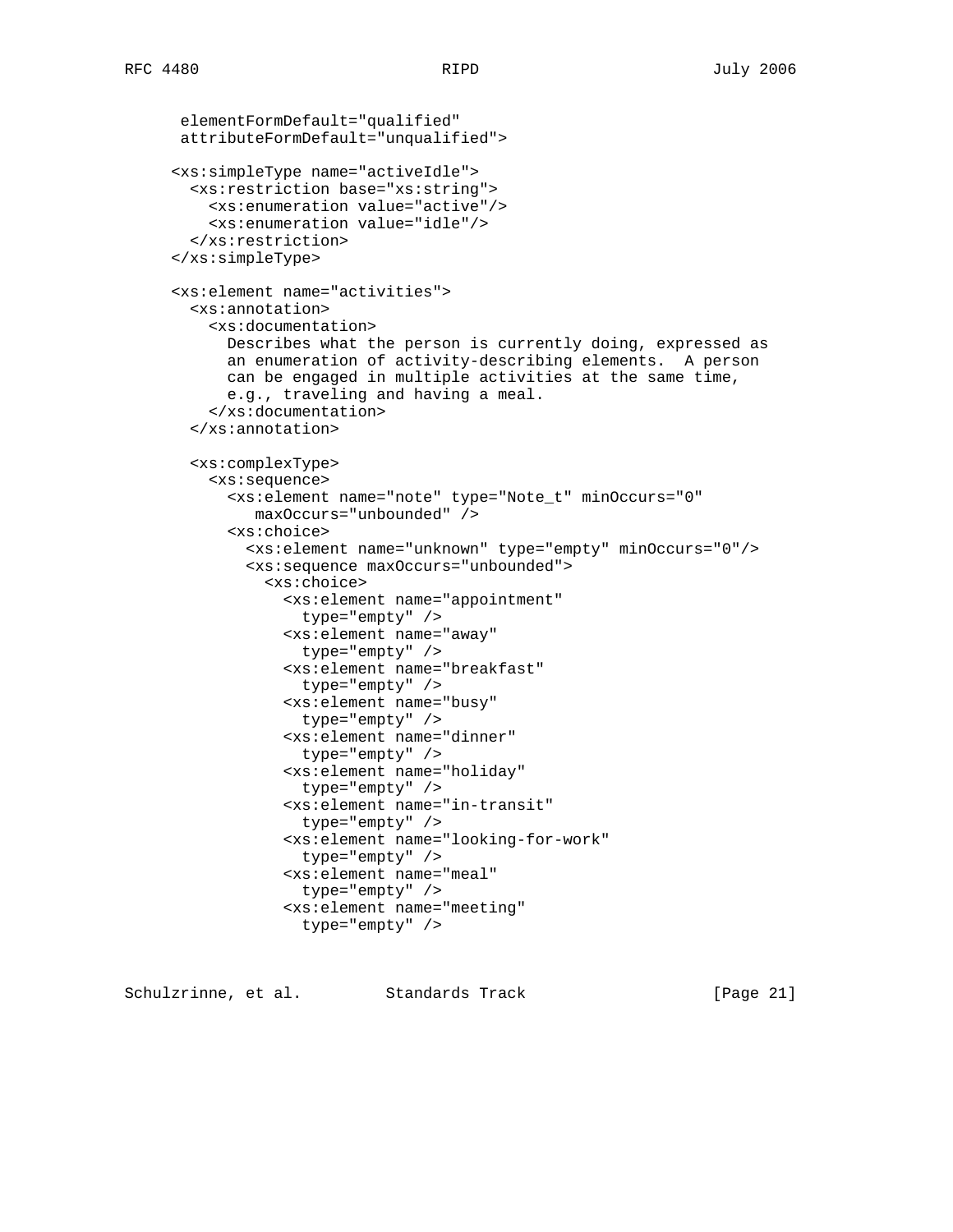```
       elementFormDefault="qualified"
       attributeFormDefault="unqualified">

      <xs:simpleType name="activeIdle">
        <xs:restriction base="xs:string">
          <xs:enumeration value="active"/>
          <xs:enumeration value="idle"/>
        </xs:restriction>
      </xs:simpleType>

      <xs:element name="activities">
        <xs:annotation>
          <xs:documentation>
            Describes what the person is currently doing, expressed as
            an enumeration of activity-describing elements.  A person
            can be engaged in multiple activities at the same time,
            e.g., traveling and having a meal.
          </xs:documentation>
        </xs:annotation>

        <xs:complexType>
          <xs:sequence>
            <xs:element name="note" type="Note_t" minOccurs="0"
               maxOccurs="unbounded" />
            <xs:choice>
              <xs:element name="unknown" type="empty" minOccurs="0"/>
              <xs:sequence maxOccurs="unbounded">
                <xs:choice>
                  <xs:element name="appointment"
                    type="empty" />
                  <xs:element name="away"
                    type="empty" />
                  <xs:element name="breakfast"
                    type="empty" />
                  <xs:element name="busy"
                    type="empty" />
                  <xs:element name="dinner"
                    type="empty" />
                  <xs:element name="holiday"
                    type="empty" />
                  <xs:element name="in-transit"
                    type="empty" />
                  <xs:element name="looking-for-work"
                    type="empty" />
                  <xs:element name="meal"
                    type="empty" />
                  <xs:element name="meeting"
                    type="empty" />
```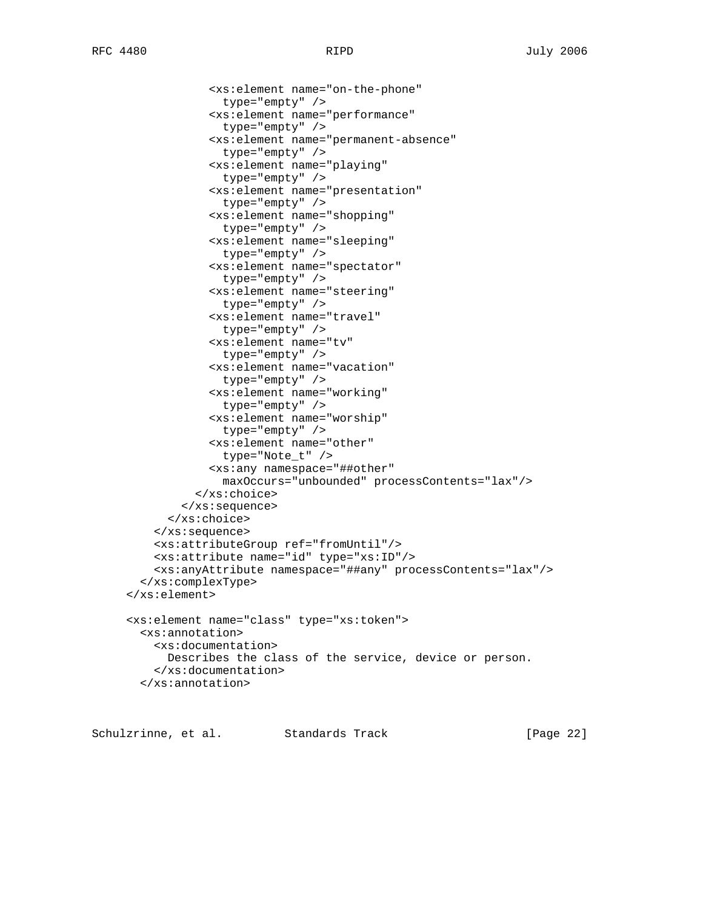```
              <xs:element name="on-the-phone"
                type="empty" />
              <xs:element name="performance"
                type="empty" />
              <xs:element name="permanent-absence"
                type="empty" />
              <xs:element name="playing"
                type="empty" />
              <xs:element name="presentation"
                type="empty" />
              <xs:element name="shopping"
                type="empty" />
              <xs:element name="sleeping"
                type="empty" />
              <xs:element name="spectator"
                type="empty" />
              <xs:element name="steering"
                type="empty" />
              <xs:element name="travel"
                type="empty" />
              <xs:element name="tv"
                type="empty" />
              <xs:element name="vacation"
                type="empty" />
              <xs:element name="working"
                type="empty" />
              <xs:element name="worship"
                type="empty" />
              <xs:element name="other"
                type="Note_t" />
              <xs:any namespace="##other"
                maxOccurs="unbounded" processContents="lax"/>
            </xs:choice>
          </xs:sequence>
        </xs:choice>
      </xs:sequence>
      <xs:attributeGroup ref="fromUntil"/>
      <xs:attribute name="id" type="xs:ID"/>
      <xs:anyAttribute namespace="##any" processContents="lax"/>
    </xs:complexType>
  </xs:element>

  <xs:element name="class" type="xs:token">
    <xs:annotation>
      <xs:documentation>
        Describes the class of the service, device or person.
      </xs:documentation>
    </xs:annotation>
```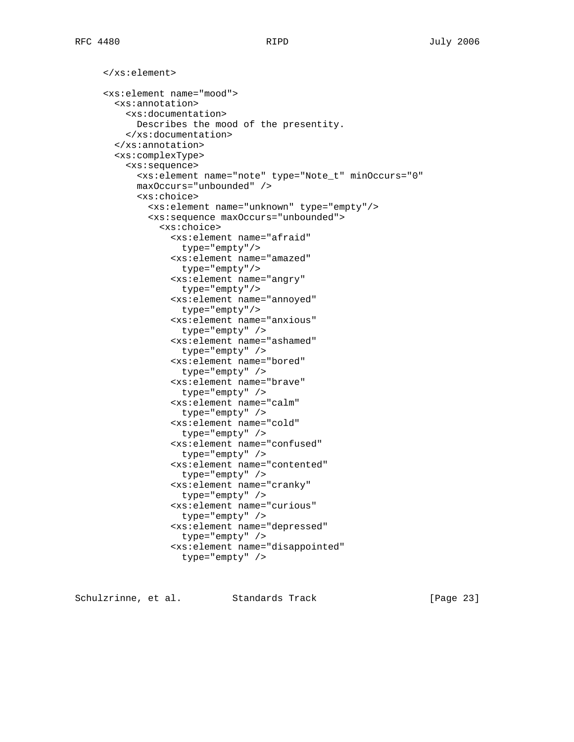```
     </xs:element>

     <xs:element name="mood">
       <xs:annotation>
         <xs:documentation>
           Describes the mood of the presentity.
         </xs:documentation>
       </xs:annotation>
       <xs:complexType>
         <xs:sequence>
           <xs:element name="note" type="Note_t" minOccurs="0"
           maxOccurs="unbounded" />
           <xs:choice>
             <xs:element name="unknown" type="empty"/>
             <xs:sequence maxOccurs="unbounded">
               <xs:choice>
                 <xs:element name="afraid"
                   type="empty"/>
                 <xs:element name="amazed"
                   type="empty"/>
                 <xs:element name="angry"
                   type="empty"/>
                 <xs:element name="annoyed"
                   type="empty"/>
                 <xs:element name="anxious"
                   type="empty" />
                 <xs:element name="ashamed"
                   type="empty" />
                 <xs:element name="bored"
                   type="empty" />
                 <xs:element name="brave"
                   type="empty" />
                 <xs:element name="calm"
                   type="empty" />
                 <xs:element name="cold"
                   type="empty" />
                 <xs:element name="confused"
                   type="empty" />
                 <xs:element name="contented"
                   type="empty" />
                 <xs:element name="cranky"
                   type="empty" />
                 <xs:element name="curious"
                   type="empty" />
                 <xs:element name="depressed"
                   type="empty" />
                 <xs:element name="disappointed"
                   type="empty" />
```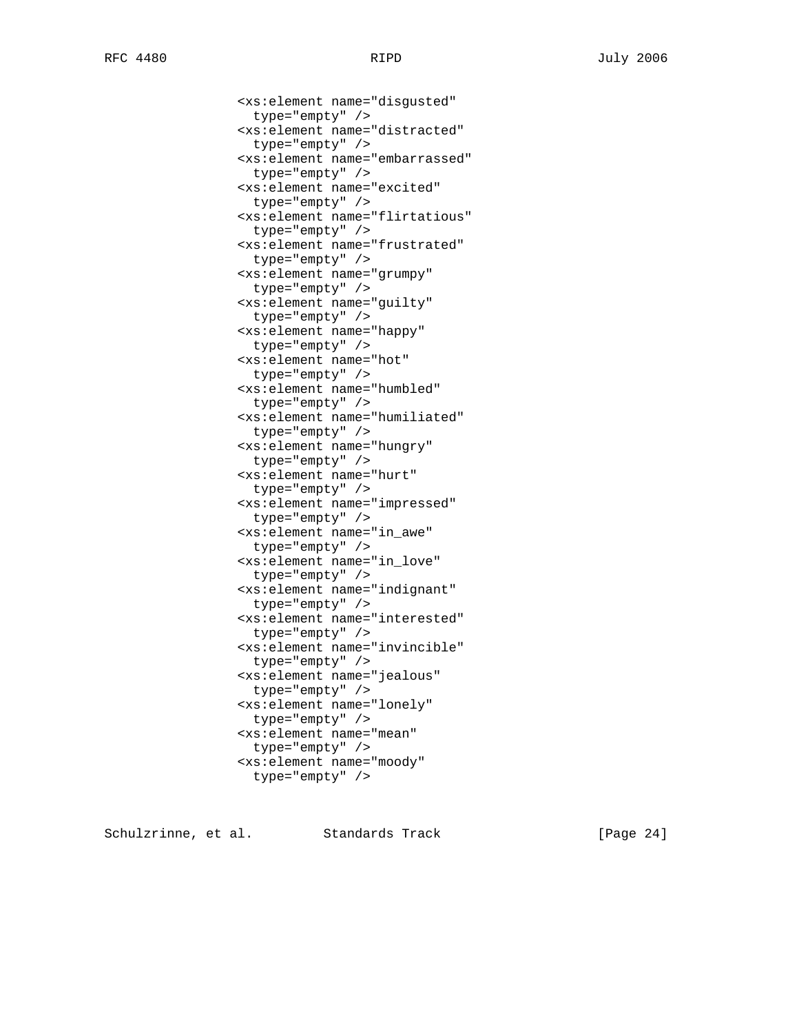```
               <xs:element name="disgusted"
                 type="empty" />
               <xs:element name="distracted"
                 type="empty" />
               <xs:element name="embarrassed"
                 type="empty" />
               <xs:element name="excited"
                 type="empty" />
               <xs:element name="flirtatious"
                 type="empty" />
               <xs:element name="frustrated"
                 type="empty" />
               <xs:element name="grumpy"
                 type="empty" />
               <xs:element name="guilty"
                 type="empty" />
               <xs:element name="happy"
                 type="empty" />
               <xs:element name="hot"
                 type="empty" />
               <xs:element name="humbled"
                 type="empty" />
               <xs:element name="humiliated"
                 type="empty" />
               <xs:element name="hungry"
                 type="empty" />
               <xs:element name="hurt"
                 type="empty" />
               <xs:element name="impressed"
                 type="empty" />
               <xs:element name="in_awe"
                 type="empty" />
               <xs:element name="in_love"
                 type="empty" />
               <xs:element name="indignant"
                 type="empty" />
               <xs:element name="interested"
                 type="empty" />
               <xs:element name="invincible"
                 type="empty" />
               <xs:element name="jealous"
                 type="empty" />
               <xs:element name="lonely"
                 type="empty" />
               <xs:element name="mean"
                 type="empty" />
               <xs:element name="moody"
                 type="empty" />
```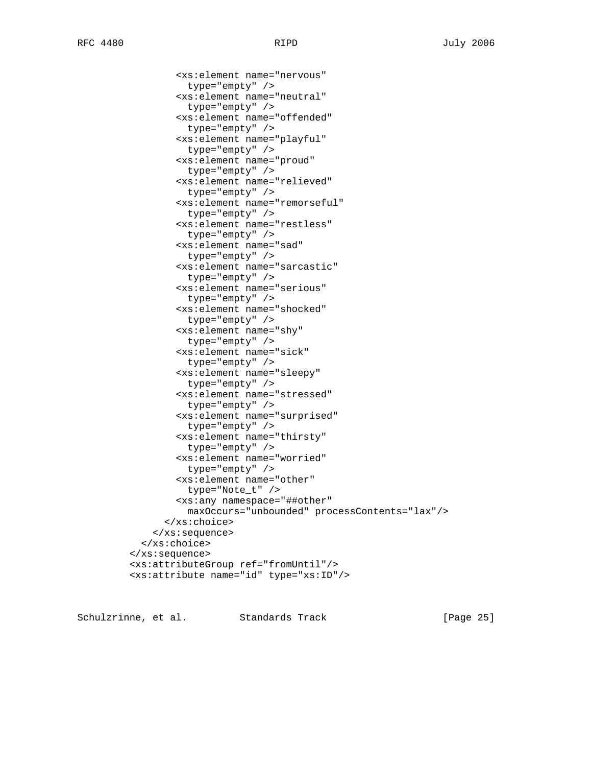```
              <xs:element name="nervous"
                type="empty" />
              <xs:element name="neutral"
                type="empty" />
              <xs:element name="offended"
                type="empty" />
              <xs:element name="playful"
                type="empty" />
              <xs:element name="proud"
                type="empty" />
              <xs:element name="relieved"
                type="empty" />
              <xs:element name="remorseful"
                type="empty" />
              <xs:element name="restless"
                type="empty" />
              <xs:element name="sad"
                type="empty" />
              <xs:element name="sarcastic"
                type="empty" />
              <xs:element name="serious"
                type="empty" />
              <xs:element name="shocked"
                type="empty" />
              <xs:element name="shy"
                type="empty" />
              <xs:element name="sick"
                type="empty" />
              <xs:element name="sleepy"
                type="empty" />
              <xs:element name="stressed"
                type="empty" />
              <xs:element name="surprised"
                type="empty" />
              <xs:element name="thirsty"
                type="empty" />
              <xs:element name="worried"
                type="empty" />
              <xs:element name="other"
                type="Note_t" />
              <xs:any namespace="##other"
                maxOccurs="unbounded" processContents="lax"/>
            </xs:choice>
          </xs:sequence>
        </xs:choice>
      </xs:sequence>
      <xs:attributeGroup ref="fromUntil"/>
      <xs:attribute name="id" type="xs:ID"/>
```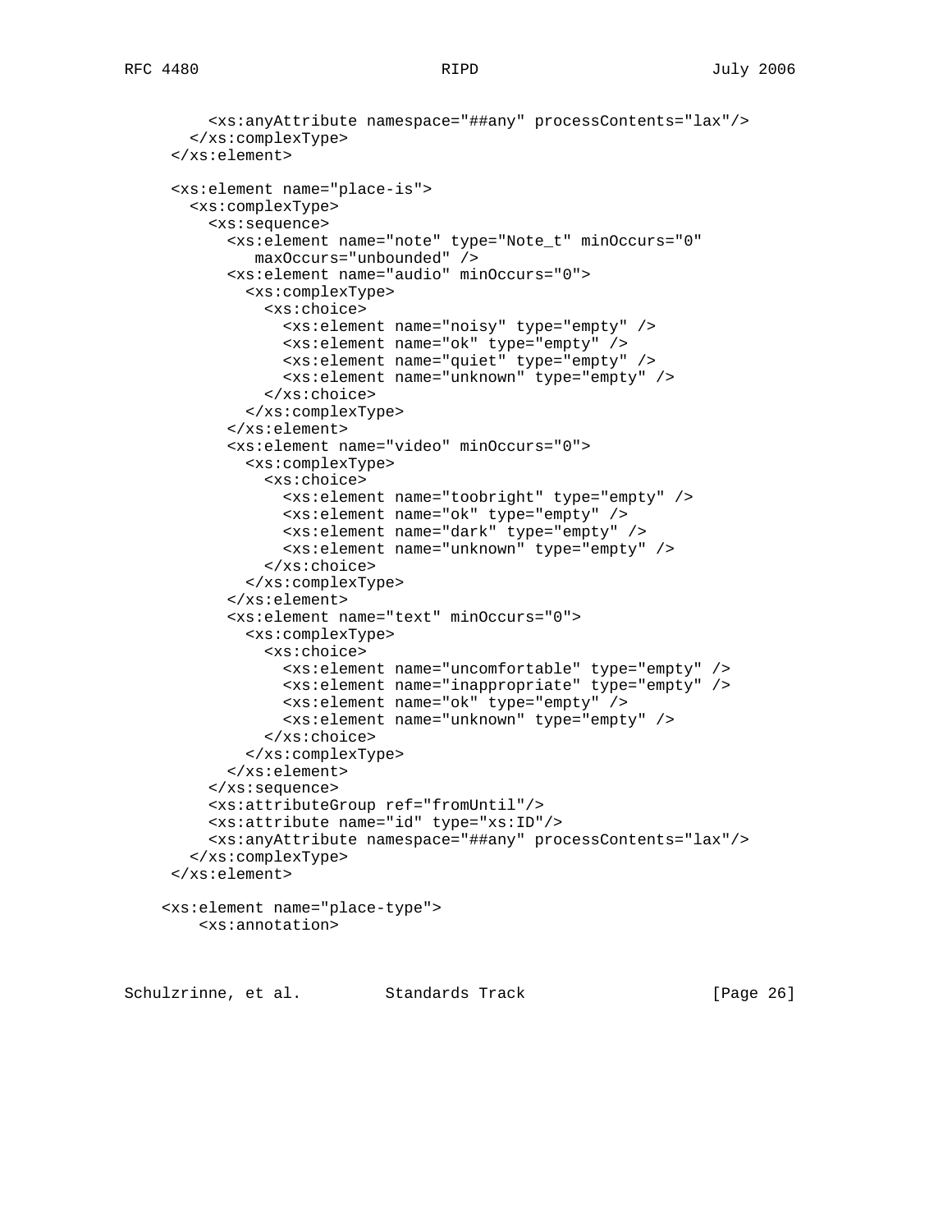```
        <xs:anyAttribute namespace="##any" processContents="lax"/>
      </xs:complexType>
    </xs:element>

    <xs:element name="place-is">
      <xs:complexType>
        <xs:sequence>
          <xs:element name="note" type="Note_t" minOccurs="0"
             maxOccurs="unbounded" />
          <xs:element name="audio" minOccurs="0">
            <xs:complexType>
              <xs:choice>
                <xs:element name="noisy" type="empty" />
                <xs:element name="ok" type="empty" />
                <xs:element name="quiet" type="empty" />
                <xs:element name="unknown" type="empty" />
              </xs:choice>
            </xs:complexType>
          </xs:element>
          <xs:element name="video" minOccurs="0">
            <xs:complexType>
              <xs:choice>
                <xs:element name="toobright" type="empty" />
                <xs:element name="ok" type="empty" />
                <xs:element name="dark" type="empty" />
                <xs:element name="unknown" type="empty" />
              </xs:choice>
            </xs:complexType>
          </xs:element>
          <xs:element name="text" minOccurs="0">
            <xs:complexType>
              <xs:choice>
                <xs:element name="uncomfortable" type="empty" />
                <xs:element name="inappropriate" type="empty" />
                <xs:element name="ok" type="empty" />
                <xs:element name="unknown" type="empty" />
              </xs:choice>
            </xs:complexType>
          </xs:element>
        </xs:sequence>
        <xs:attributeGroup ref="fromUntil"/>
        <xs:attribute name="id" type="xs:ID"/>
        <xs:anyAttribute namespace="##any" processContents="lax"/>
      </xs:complexType>
    </xs:element>

   <xs:element name="place-type">
       <xs:annotation>
```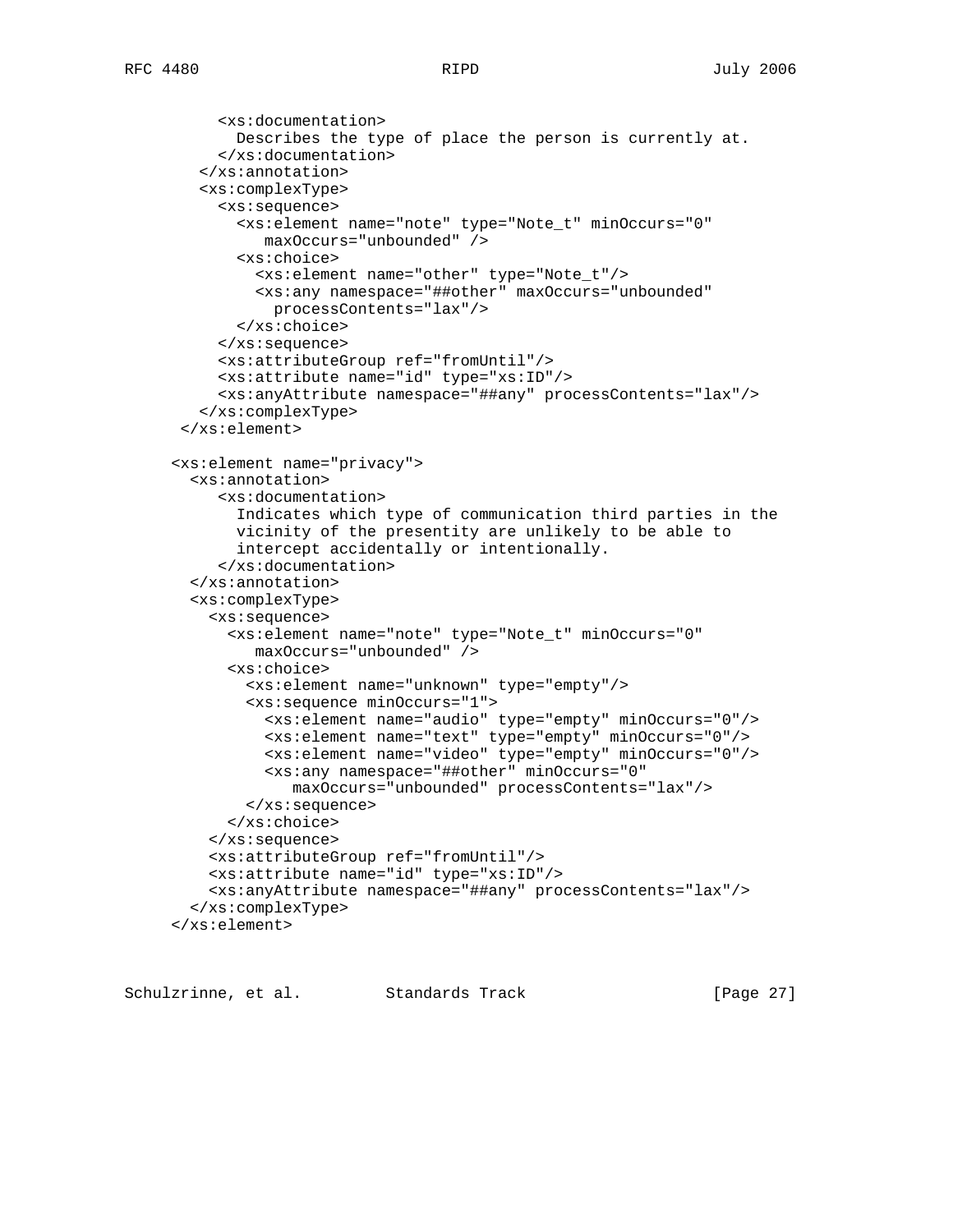```
          <xs:documentation>
            Describes the type of place the person is currently at.
          </xs:documentation>
        </xs:annotation>
        <xs:complexType>
          <xs:sequence>
            <xs:element name="note" type="Note_t" minOccurs="0"
               maxOccurs="unbounded" />
            <xs:choice>
              <xs:element name="other" type="Note_t"/>
              <xs:any namespace="##other" maxOccurs="unbounded"
                processContents="lax"/>
            </xs:choice>
          </xs:sequence>
          <xs:attributeGroup ref="fromUntil"/>
          <xs:attribute name="id" type="xs:ID"/>
          <xs:anyAttribute namespace="##any" processContents="lax"/>
        </xs:complexType>
       </xs:element>

      <xs:element name="privacy">
        <xs:annotation>
           <xs:documentation>
             Indicates which type of communication third parties in the
             vicinity of the presentity are unlikely to be able to
             intercept accidentally or intentionally.
           </xs:documentation>
        </xs:annotation>
        <xs:complexType>
          <xs:sequence>
            <xs:element name="note" type="Note_t" minOccurs="0"
               maxOccurs="unbounded" />
            <xs:choice>
              <xs:element name="unknown" type="empty"/>
              <xs:sequence minOccurs="1">
                <xs:element name="audio" type="empty" minOccurs="0"/>
                <xs:element name="text" type="empty" minOccurs="0"/>
                <xs:element name="video" type="empty" minOccurs="0"/>
                <xs:any namespace="##other" minOccurs="0"
                   maxOccurs="unbounded" processContents="lax"/>
              </xs:sequence>
            </xs:choice>
          </xs:sequence>
          <xs:attributeGroup ref="fromUntil"/>
          <xs:attribute name="id" type="xs:ID"/>
          <xs:anyAttribute namespace="##any" processContents="lax"/>
        </xs:complexType>
      </xs:element>
```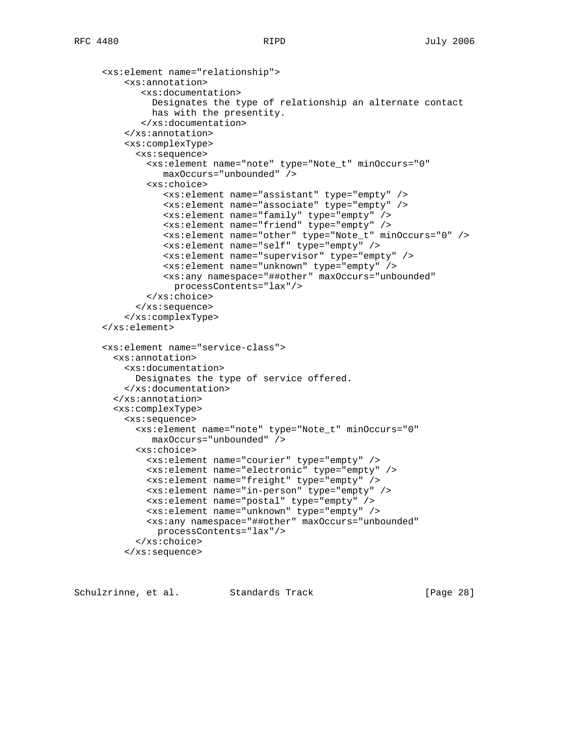```
     <xs:element name="relationship">
         <xs:annotation>
            <xs:documentation>
              Designates the type of relationship an alternate contact
              has with the presentity.
            </xs:documentation>
         </xs:annotation>
         <xs:complexType>
           <xs:sequence>
             <xs:element name="note" type="Note_t" minOccurs="0"
                maxOccurs="unbounded" />
             <xs:choice>
                <xs:element name="assistant" type="empty" />
                <xs:element name="associate" type="empty" />
                <xs:element name="family" type="empty" />
                <xs:element name="friend" type="empty" />
                <xs:element name="other" type="Note_t" minOccurs="0" />
                <xs:element name="self" type="empty" />
                <xs:element name="supervisor" type="empty" />
                <xs:element name="unknown" type="empty" />
                <xs:any namespace="##other" maxOccurs="unbounded"
                  processContents="lax"/>
             </xs:choice>
           </xs:sequence>
         </xs:complexType>
     </xs:element>

     <xs:element name="service-class">
       <xs:annotation>
         <xs:documentation>
           Designates the type of service offered.
         </xs:documentation>
       </xs:annotation>
       <xs:complexType>
         <xs:sequence>
           <xs:element name="note" type="Note_t" minOccurs="0"
              maxOccurs="unbounded" />
           <xs:choice>
             <xs:element name="courier" type="empty" />
             <xs:element name="electronic" type="empty" />
             <xs:element name="freight" type="empty" />
             <xs:element name="in-person" type="empty" />
             <xs:element name="postal" type="empty" />
             <xs:element name="unknown" type="empty" />
             <xs:any namespace="##other" maxOccurs="unbounded"
               processContents="lax"/>
           </xs:choice>
         </xs:sequence>
```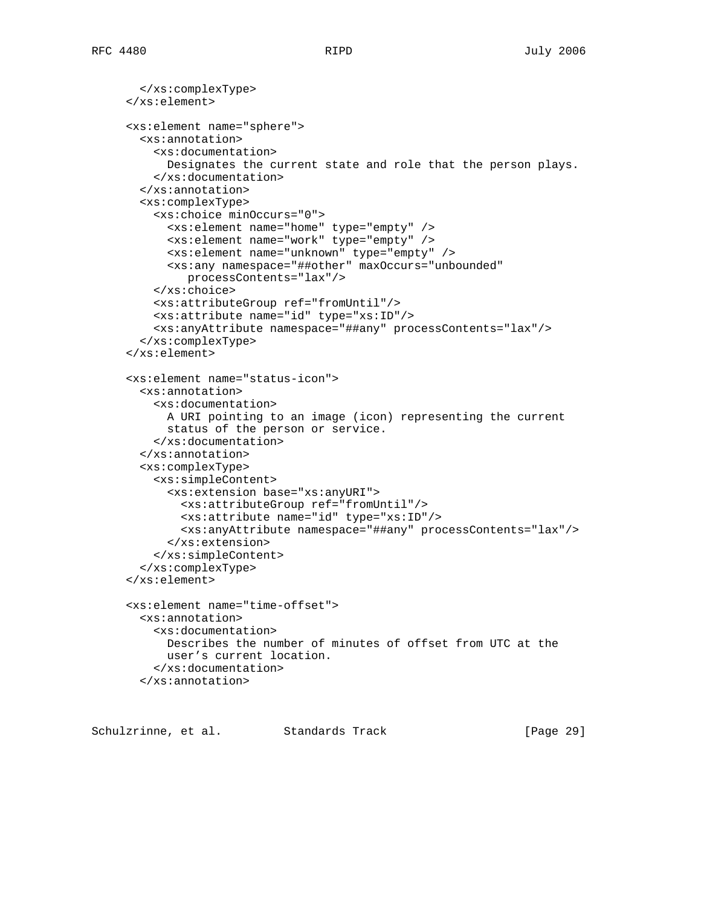```
      </xs:complexType>
    </xs:element>

    <xs:element name="sphere">
      <xs:annotation>
        <xs:documentation>
          Designates the current state and role that the person plays.
        </xs:documentation>
      </xs:annotation>
      <xs:complexType>
        <xs:choice minOccurs="0">
          <xs:element name="home" type="empty" />
          <xs:element name="work" type="empty" />
          <xs:element name="unknown" type="empty" />
          <xs:any namespace="##other" maxOccurs="unbounded"
             processContents="lax"/>
        </xs:choice>
        <xs:attributeGroup ref="fromUntil"/>
        <xs:attribute name="id" type="xs:ID"/>
        <xs:anyAttribute namespace="##any" processContents="lax"/>
      </xs:complexType>
    </xs:element>

    <xs:element name="status-icon">
      <xs:annotation>
        <xs:documentation>
          A URI pointing to an image (icon) representing the current
          status of the person or service.
        </xs:documentation>
      </xs:annotation>
      <xs:complexType>
        <xs:simpleContent>
          <xs:extension base="xs:anyURI">
            <xs:attributeGroup ref="fromUntil"/>
            <xs:attribute name="id" type="xs:ID"/>
            <xs:anyAttribute namespace="##any" processContents="lax"/>
          </xs:extension>
        </xs:simpleContent>
      </xs:complexType>
    </xs:element>

    <xs:element name="time-offset">
      <xs:annotation>
        <xs:documentation>
          Describes the number of minutes of offset from UTC at the
          user’s current location.
        </xs:documentation>
      </xs:annotation>
```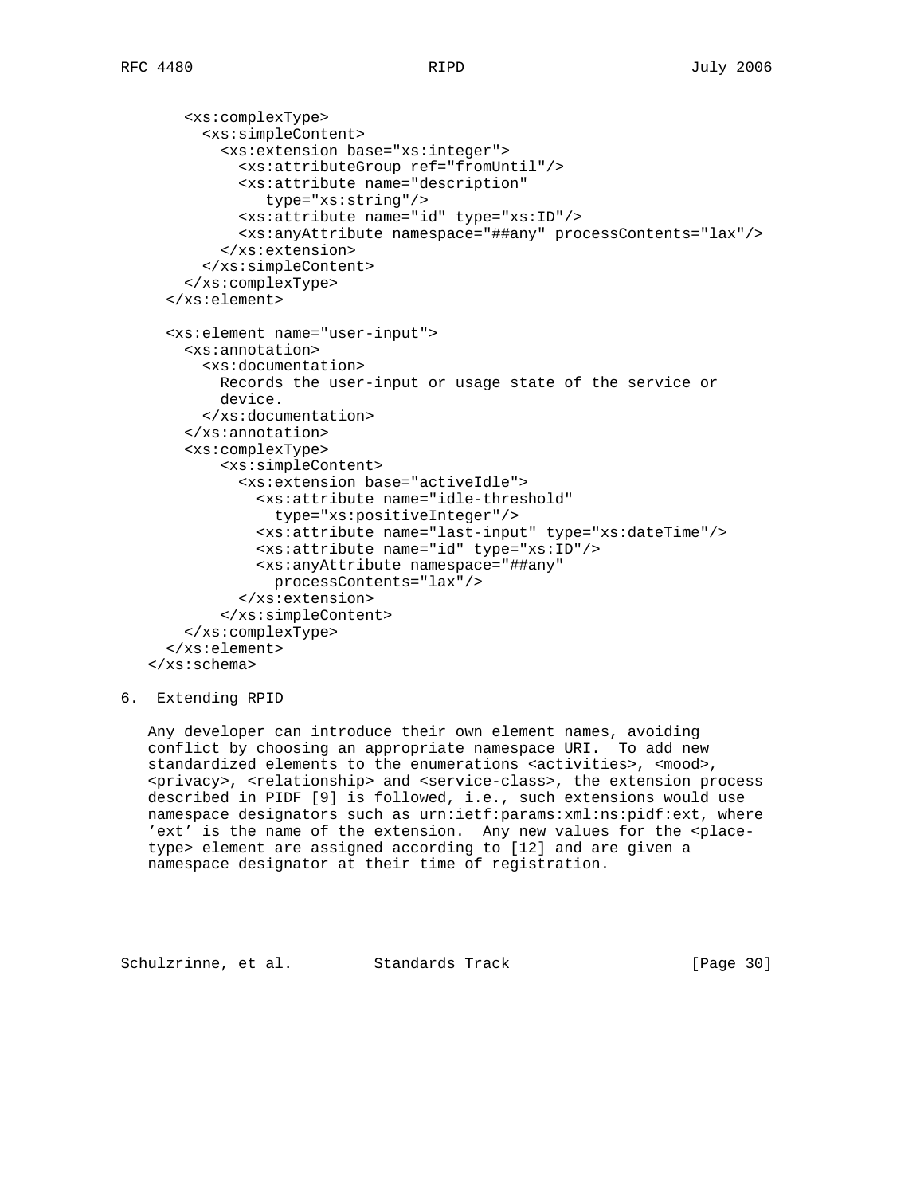```
      <xs:complexType>
        <xs:simpleContent>
          <xs:extension base="xs:integer">
            <xs:attributeGroup ref="fromUntil"/>
            <xs:attribute name="description"
               type="xs:string"/>
            <xs:attribute name="id" type="xs:ID"/>
            <xs:anyAttribute namespace="##any" processContents="lax"/>
          </xs:extension>
        </xs:simpleContent>
      </xs:complexType>
    </xs:element>

    <xs:element name="user-input">
      <xs:annotation>
        <xs:documentation>
          Records the user-input or usage state of the service or
          device.
        </xs:documentation>
      </xs:annotation>
      <xs:complexType>
          <xs:simpleContent>
            <xs:extension base="activeIdle">
              <xs:attribute name="idle-threshold"
                type="xs:positiveInteger"/>
              <xs:attribute name="last-input" type="xs:dateTime"/>
              <xs:attribute name="id" type="xs:ID"/>
              <xs:anyAttribute namespace="##any"
                processContents="lax"/>
            </xs:extension>
          </xs:simpleContent>
      </xs:complexType>
    </xs:element>
  </xs:schema>
```

## 6. Extending RPID

Any developer can introduce their own element names, avoiding conflict by choosing an appropriate namespace URI. To add new standardized elements to the enumerations <activities>, <mood>, <privacy>, <relationship> and <service-class>, the extension process described in PIDF [9] is followed, i.e., such extensions would use namespace designators such as urn:ietf:params:xml:ns:pidf:ext, where 'ext' is the name of the extension. Any new values for the <place-type> element are assigned according to [12] and are given a namespace designator at their time of registration.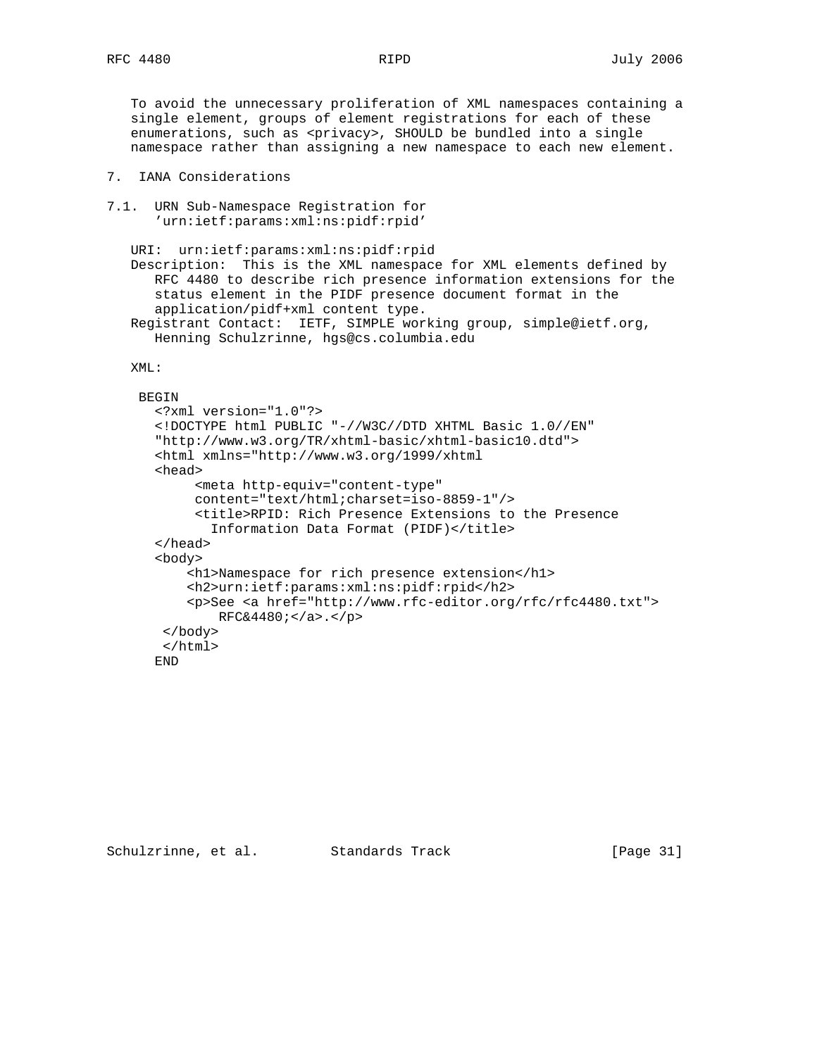To avoid the unnecessary proliferation of XML namespaces containing a single element, groups of element registrations for each of these enumerations, such as <privacy>, SHOULD be bundled into a single namespace rather than assigning a new namespace to each new element.

## 7. IANA Considerations

### 7.1. URN Sub-Namespace Registration for 'urn:ietf:params:xml:ns:pidf:rpid'

URI: urn:ietf:params:xml:ns:pidf:rpid

Description: This is the XML namespace for XML elements defined by RFC 4480 to describe rich presence information extensions for the status element in the PIDF presence document format in the application/pidf+xml content type.

Registrant Contact: IETF, SIMPLE working group, simple@ietf.org, Henning Schulzrinne, hgs@cs.columbia.edu

XML:

```
 BEGIN
   <?xml version="1.0"?>
   <!DOCTYPE html PUBLIC "-//W3C//DTD XHTML Basic 1.0//EN"
   "http://www.w3.org/TR/xhtml-basic/xhtml-basic10.dtd">
   <html xmlns="http://www.w3.org/1999/xhtml
   <head>
        <meta http-equiv="content-type"
        content="text/html;charset=iso-8859-1"/>
        <title>RPID: Rich Presence Extensions to the Presence
          Information Data Format (PIDF)</title>
   </head>
   <body>
       <h1>Namespace for rich presence extension</h1>
       <h2>urn:ietf:params:xml:ns:pidf:rpid</h2>
       <p>See <a href="http://www.rfc-editor.org/rfc/rfc4480.txt">
           RFC&4480;</a>.</p>
    </body>
    </html>
   END
```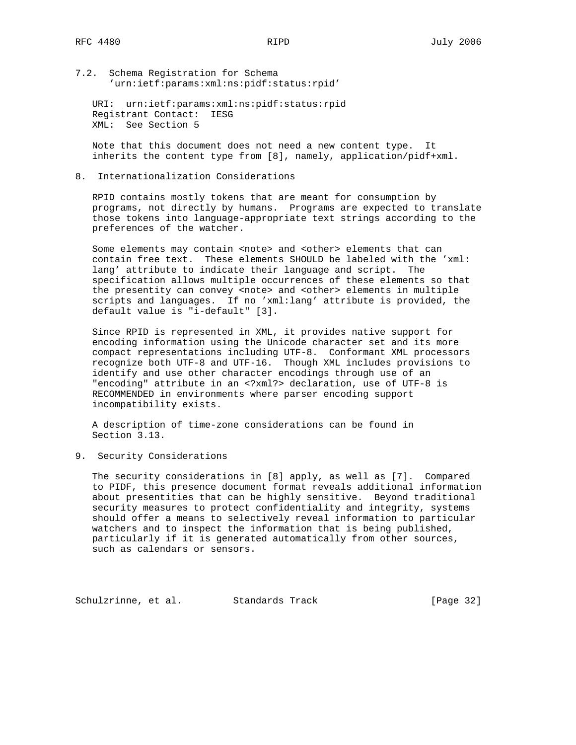### 7.2. Schema Registration for Schema 'urn:ietf:params:xml:ns:pidf:status:rpid'

URI: urn:ietf:params:xml:ns:pidf:status:rpid
Registrant Contact: IESG
XML: See Section 5

Note that this document does not need a new content type. It inherits the content type from [8], namely, application/pidf+xml.

## 8. Internationalization Considerations

RPID contains mostly tokens that are meant for consumption by programs, not directly by humans. Programs are expected to translate those tokens into language-appropriate text strings according to the preferences of the watcher.

Some elements may contain <note> and <other> elements that can contain free text. These elements SHOULD be labeled with the 'xml:lang' attribute to indicate their language and script. The specification allows multiple occurrences of these elements so that the presentity can convey <note> and <other> elements in multiple scripts and languages. If no 'xml:lang' attribute is provided, the default value is "i-default" [3].

Since RPID is represented in XML, it provides native support for encoding information using the Unicode character set and its more compact representations including UTF-8. Conformant XML processors recognize both UTF-8 and UTF-16. Though XML includes provisions to identify and use other character encodings through use of an "encoding" attribute in an <?xml?> declaration, use of UTF-8 is RECOMMENDED in environments where parser encoding support incompatibility exists.

A description of time-zone considerations can be found in Section 3.13.

## 9. Security Considerations

The security considerations in [8] apply, as well as [7]. Compared to PIDF, this presence document format reveals additional information about presentities that can be highly sensitive. Beyond traditional security measures to protect confidentiality and integrity, systems should offer a means to selectively reveal information to particular watchers and to inspect the information that is being published, particularly if it is generated automatically from other sources, such as calendars or sensors.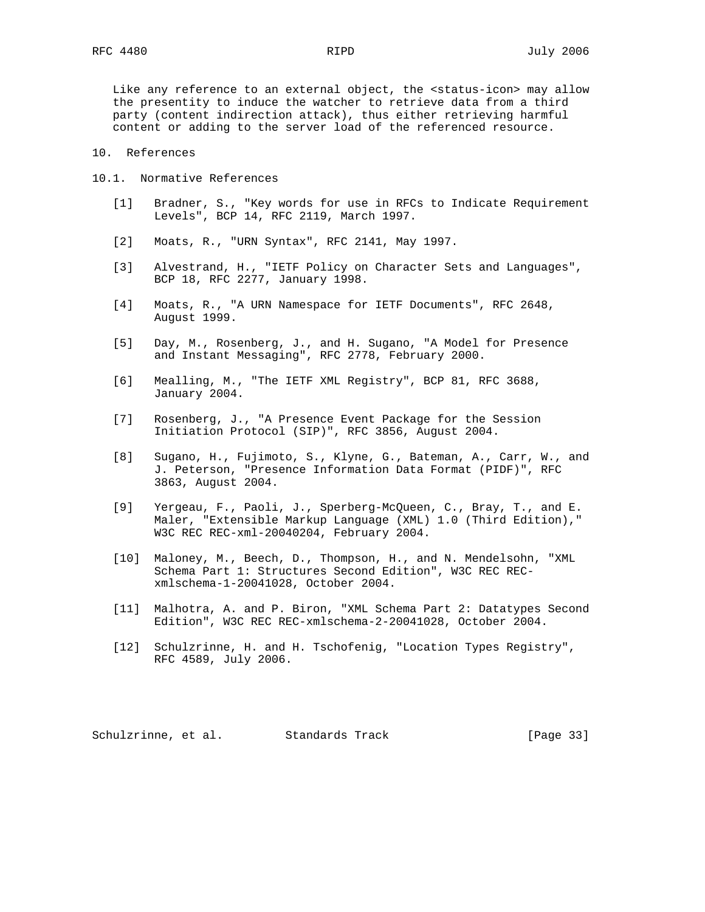Like any reference to an external object, the <status-icon> may allow the presentity to induce the watcher to retrieve data from a third party (content indirection attack), thus either retrieving harmful content or adding to the server load of the referenced resource.

# 10. References

## 10.1. Normative References

[1] Bradner, S., "Key words for use in RFCs to Indicate Requirement Levels", BCP 14, RFC 2119, March 1997.

[2] Moats, R., "URN Syntax", RFC 2141, May 1997.

[3] Alvestrand, H., "IETF Policy on Character Sets and Languages", BCP 18, RFC 2277, January 1998.

[4] Moats, R., "A URN Namespace for IETF Documents", RFC 2648, August 1999.

[5] Day, M., Rosenberg, J., and H. Sugano, "A Model for Presence and Instant Messaging", RFC 2778, February 2000.

[6] Mealling, M., "The IETF XML Registry", BCP 81, RFC 3688, January 2004.

[7] Rosenberg, J., "A Presence Event Package for the Session Initiation Protocol (SIP)", RFC 3856, August 2004.

[8] Sugano, H., Fujimoto, S., Klyne, G., Bateman, A., Carr, W., and J. Peterson, "Presence Information Data Format (PIDF)", RFC 3863, August 2004.

[9] Yergeau, F., Paoli, J., Sperberg-McQueen, C., Bray, T., and E. Maler, "Extensible Markup Language (XML) 1.0 (Third Edition)," W3C REC REC-xml-20040204, February 2004.

[10] Maloney, M., Beech, D., Thompson, H., and N. Mendelsohn, "XML Schema Part 1: Structures Second Edition", W3C REC REC-xmlschema-1-20041028, October 2004.

[11] Malhotra, A. and P. Biron, "XML Schema Part 2: Datatypes Second Edition", W3C REC REC-xmlschema-2-20041028, October 2004.

[12] Schulzrinne, H. and H. Tschofenig, "Location Types Registry", RFC 4589, July 2006.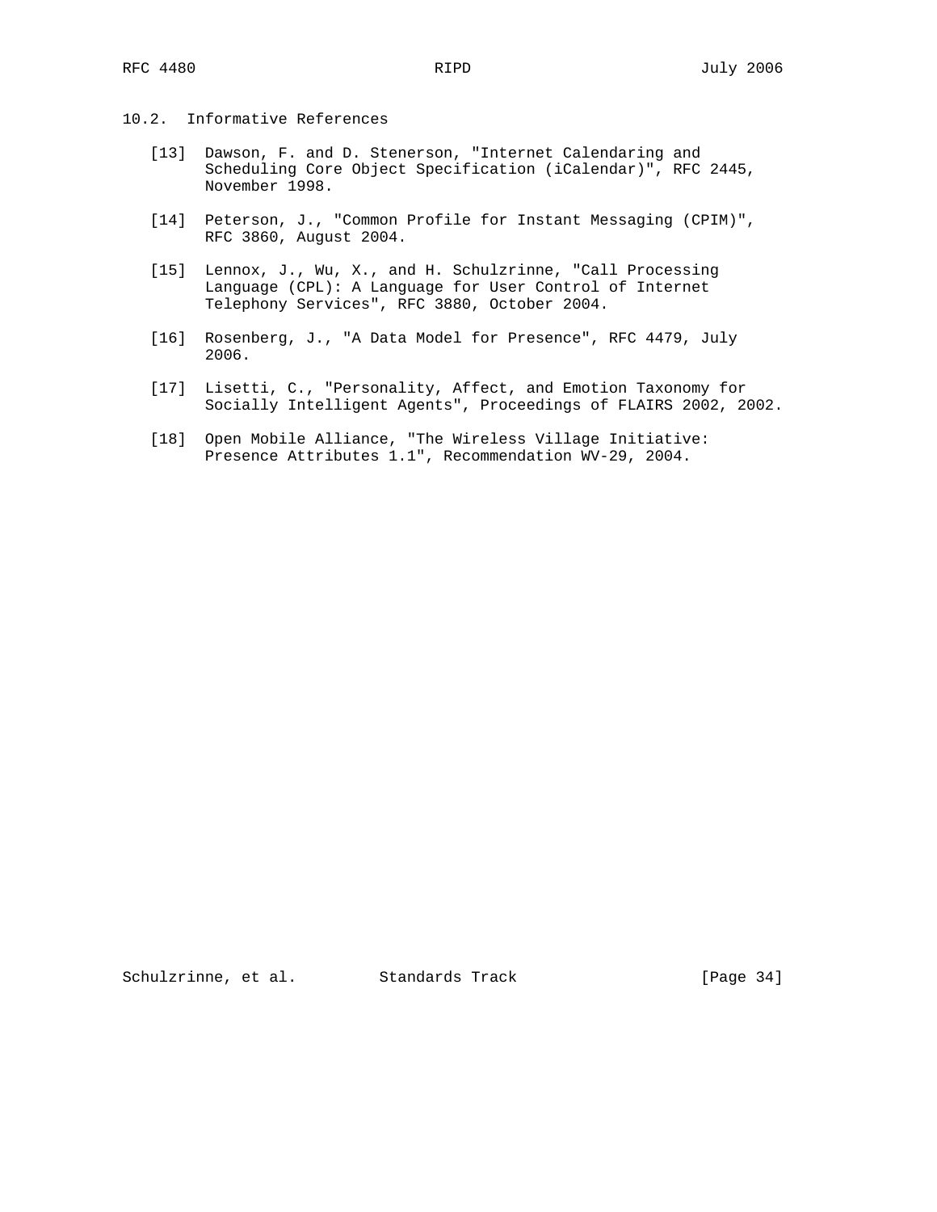## 10.2. Informative References

[13] Dawson, F. and D. Stenerson, "Internet Calendaring and Scheduling Core Object Specification (iCalendar)", RFC 2445, November 1998.

[14] Peterson, J., "Common Profile for Instant Messaging (CPIM)", RFC 3860, August 2004.

[15] Lennox, J., Wu, X., and H. Schulzrinne, "Call Processing Language (CPL): A Language for User Control of Internet Telephony Services", RFC 3880, October 2004.

[16] Rosenberg, J., "A Data Model for Presence", RFC 4479, July 2006.

[17] Lisetti, C., "Personality, Affect, and Emotion Taxonomy for Socially Intelligent Agents", Proceedings of FLAIRS 2002, 2002.

[18] Open Mobile Alliance, "The Wireless Village Initiative: Presence Attributes 1.1", Recommendation WV-29, 2004.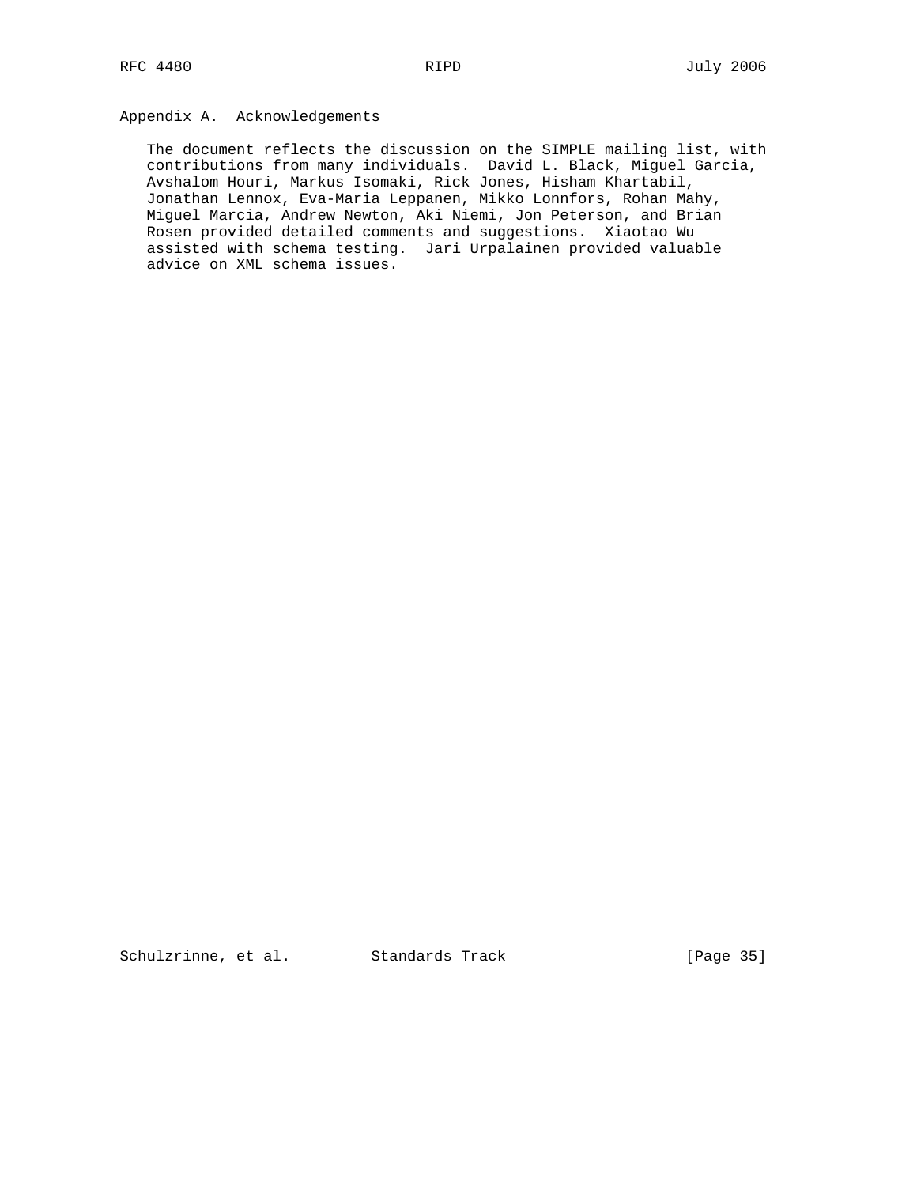## Appendix A. Acknowledgements

The document reflects the discussion on the SIMPLE mailing list, with contributions from many individuals. David L. Black, Miguel Garcia, Avshalom Houri, Markus Isomaki, Rick Jones, Hisham Khartabil, Jonathan Lennox, Eva-Maria Leppanen, Mikko Lonnfors, Rohan Mahy, Miguel Marcia, Andrew Newton, Aki Niemi, Jon Peterson, and Brian Rosen provided detailed comments and suggestions. Xiaotao Wu assisted with schema testing. Jari Urpalainen provided valuable advice on XML schema issues.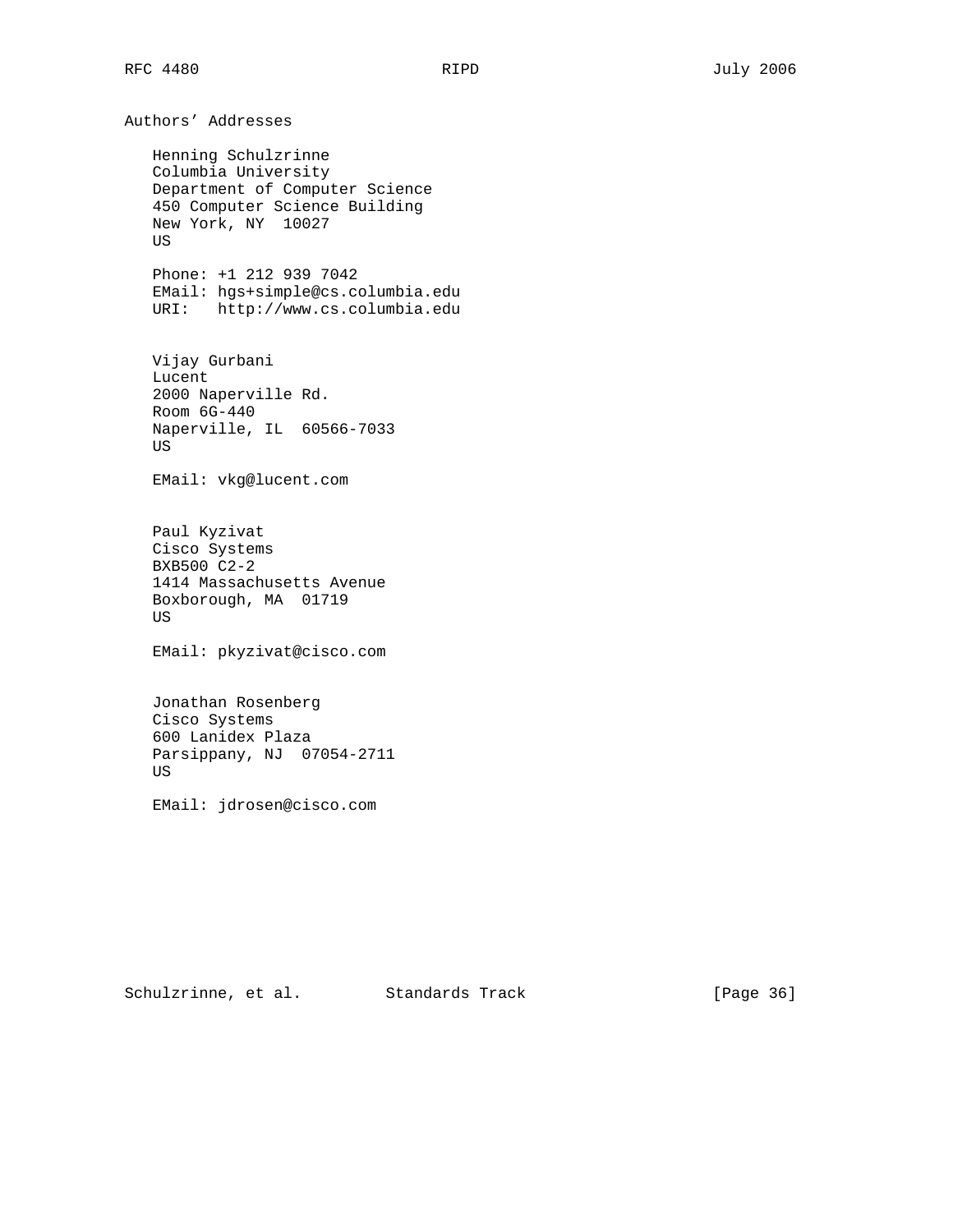## Authors' Addresses

Henning Schulzrinne
Columbia University
Department of Computer Science
450 Computer Science Building
New York, NY  10027
US

Phone: +1 212 939 7042
EMail: hgs+simple@cs.columbia.edu
URI:   http://www.cs.columbia.edu

Vijay Gurbani
Lucent
2000 Naperville Rd.
Room 6G-440
Naperville, IL  60566-7033
US

EMail: vkg@lucent.com

Paul Kyzivat
Cisco Systems
BXB500 C2-2
1414 Massachusetts Avenue
Boxborough, MA  01719
US

EMail: pkyzivat@cisco.com

Jonathan Rosenberg
Cisco Systems
600 Lanidex Plaza
Parsippany, NJ  07054-2711
US

EMail: jdrosen@cisco.com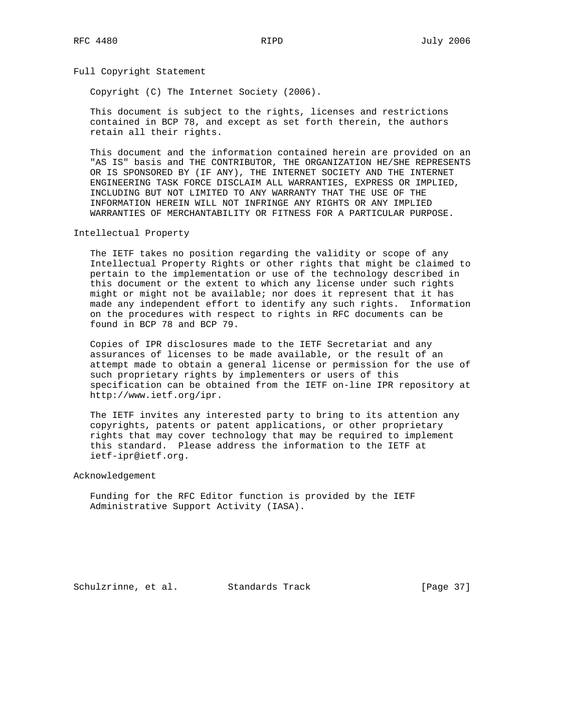## Full Copyright Statement

Copyright (C) The Internet Society (2006).

This document is subject to the rights, licenses and restrictions contained in BCP 78, and except as set forth therein, the authors retain all their rights.

This document and the information contained herein are provided on an "AS IS" basis and THE CONTRIBUTOR, THE ORGANIZATION HE/SHE REPRESENTS OR IS SPONSORED BY (IF ANY), THE INTERNET SOCIETY AND THE INTERNET ENGINEERING TASK FORCE DISCLAIM ALL WARRANTIES, EXPRESS OR IMPLIED, INCLUDING BUT NOT LIMITED TO ANY WARRANTY THAT THE USE OF THE INFORMATION HEREIN WILL NOT INFRINGE ANY RIGHTS OR ANY IMPLIED WARRANTIES OF MERCHANTABILITY OR FITNESS FOR A PARTICULAR PURPOSE.

## Intellectual Property

The IETF takes no position regarding the validity or scope of any Intellectual Property Rights or other rights that might be claimed to pertain to the implementation or use of the technology described in this document or the extent to which any license under such rights might or might not be available; nor does it represent that it has made any independent effort to identify any such rights. Information on the procedures with respect to rights in RFC documents can be found in BCP 78 and BCP 79.

Copies of IPR disclosures made to the IETF Secretariat and any assurances of licenses to be made available, or the result of an attempt made to obtain a general license or permission for the use of such proprietary rights by implementers or users of this specification can be obtained from the IETF on-line IPR repository at http://www.ietf.org/ipr.

The IETF invites any interested party to bring to its attention any copyrights, patents or patent applications, or other proprietary rights that may cover technology that may be required to implement this standard. Please address the information to the IETF at ietf-ipr@ietf.org.

## Acknowledgement

Funding for the RFC Editor function is provided by the IETF Administrative Support Activity (IASA).